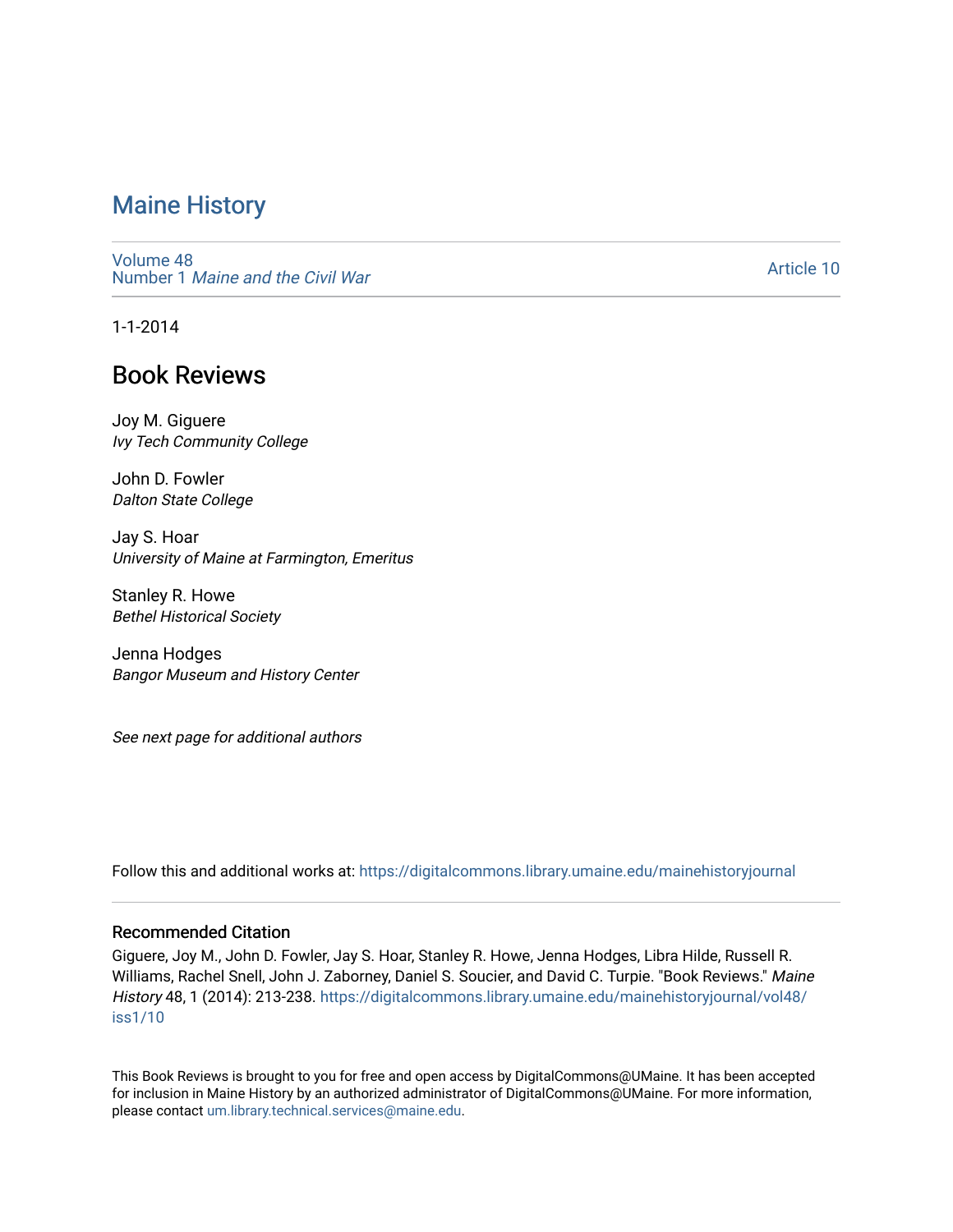# Maine History

Volume 48
Number 1 *Maine and the Civil War*

Article 10

1-1-2014

## Book Reviews

Joy M. Giguere
*Ivy Tech Community College*

John D. Fowler
*Dalton State College*

Jay S. Hoar
*University of Maine at Farmington, Emeritus*

Stanley R. Howe
*Bethel Historical Society*

Jenna Hodges
*Bangor Museum and History Center*

*See next page for additional authors*

Follow this and additional works at: https://digitalcommons.library.umaine.edu/mainehistoryjournal

### Recommended Citation

Giguere, Joy M., John D. Fowler, Jay S. Hoar, Stanley R. Howe, Jenna Hodges, Libra Hilde, Russell R. Williams, Rachel Snell, John J. Zaborney, Daniel S. Soucier, and David C. Turpie. "Book Reviews." *Maine History* 48, 1 (2014): 213-238. https://digitalcommons.library.umaine.edu/mainehistoryjournal/vol48/iss1/10

This Book Reviews is brought to you for free and open access by DigitalCommons@UMaine. It has been accepted for inclusion in Maine History by an authorized administrator of DigitalCommons@UMaine. For more information, please contact um.library.technical.services@maine.edu.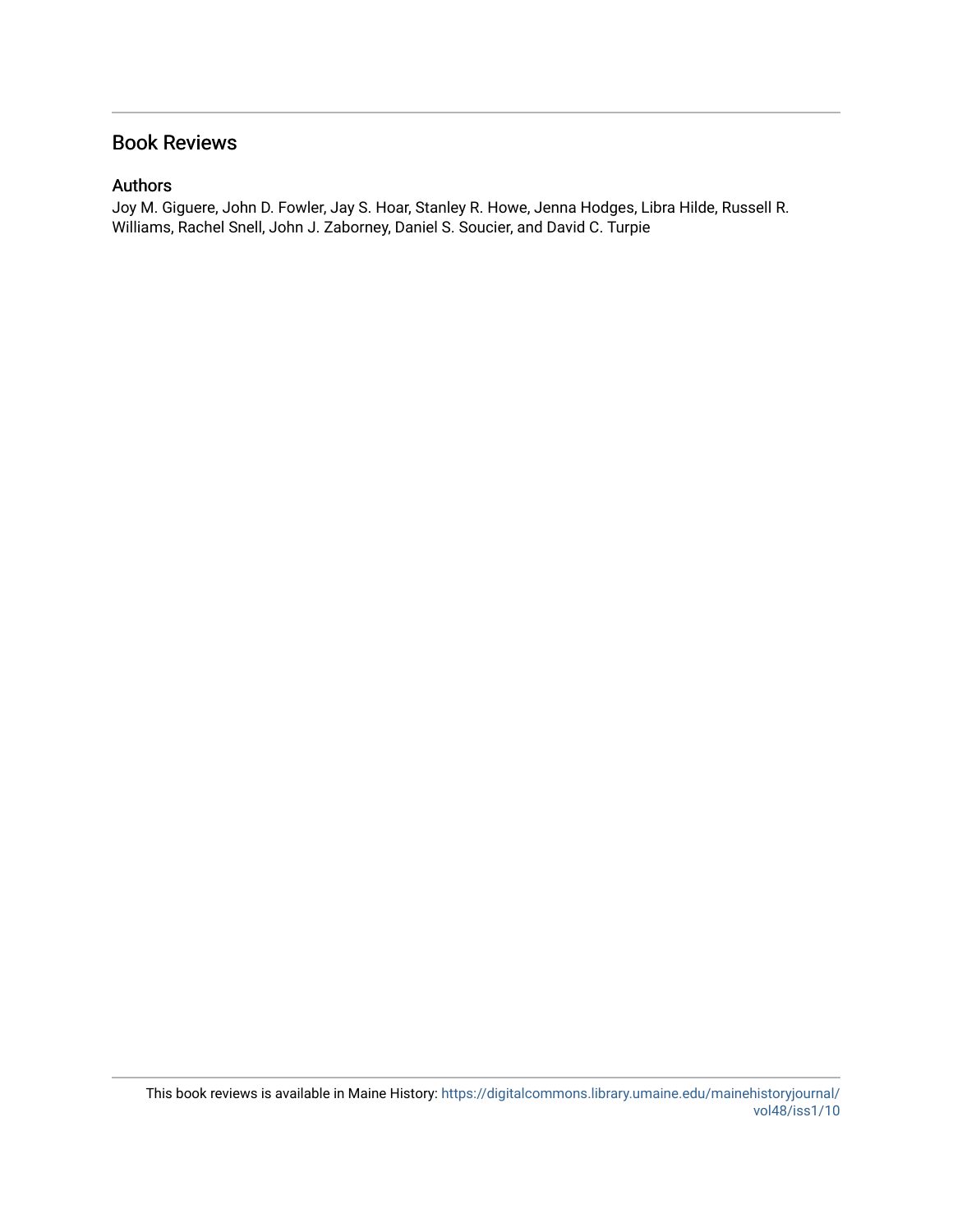## Book Reviews

### Authors

Joy M. Giguere, John D. Fowler, Jay S. Hoar, Stanley R. Howe, Jenna Hodges, Libra Hilde, Russell R. Williams, Rachel Snell, John J. Zaborney, Daniel S. Soucier, and David C. Turpie

This book reviews is available in Maine History: https://digitalcommons.library.umaine.edu/mainehistoryjournal/vol48/iss1/10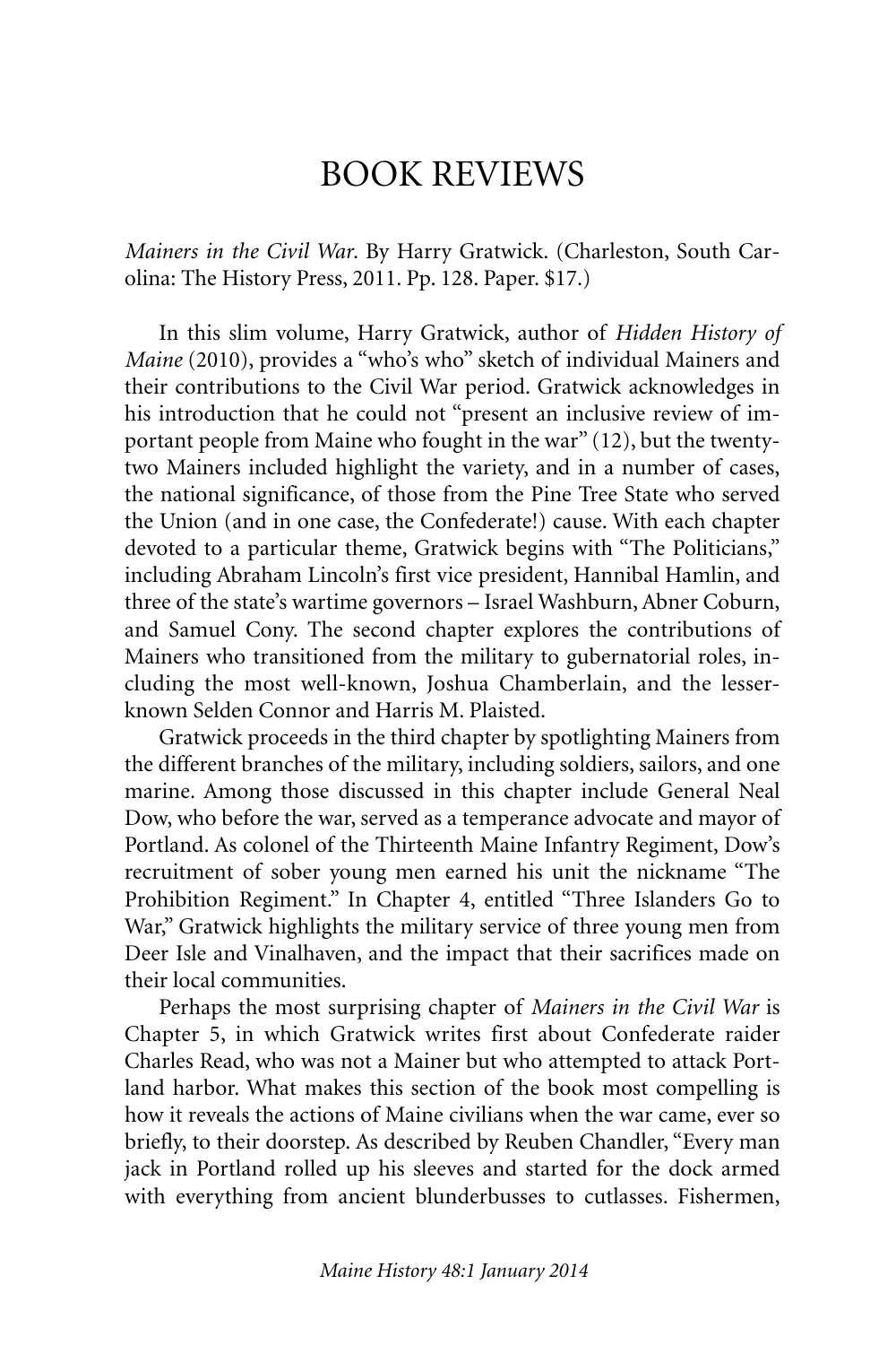# BOOK REVIEWS

*Mainers in the Civil War*. By Harry Gratwick. (Charleston, South Carolina: The History Press, 2011. Pp. 128. Paper. $17.)

In this slim volume, Harry Gratwick, author of *Hidden History of Maine* (2010), provides a "who's who" sketch of individual Mainers and their contributions to the Civil War period. Gratwick acknowledges in his introduction that he could not "present an inclusive review of important people from Maine who fought in the war" (12), but the twenty-two Mainers included highlight the variety, and in a number of cases, the national significance, of those from the Pine Tree State who served the Union (and in one case, the Confederate!) cause. With each chapter devoted to a particular theme, Gratwick begins with "The Politicians," including Abraham Lincoln's first vice president, Hannibal Hamlin, and three of the state's wartime governors – Israel Washburn, Abner Coburn, and Samuel Cony. The second chapter explores the contributions of Mainers who transitioned from the military to gubernatorial roles, including the most well-known, Joshua Chamberlain, and the lesser-known Selden Connor and Harris M. Plaisted.

Gratwick proceeds in the third chapter by spotlighting Mainers from the different branches of the military, including soldiers, sailors, and one marine. Among those discussed in this chapter include General Neal Dow, who before the war, served as a temperance advocate and mayor of Portland. As colonel of the Thirteenth Maine Infantry Regiment, Dow's recruitment of sober young men earned his unit the nickname "The Prohibition Regiment." In Chapter 4, entitled "Three Islanders Go to War," Gratwick highlights the military service of three young men from Deer Isle and Vinalhaven, and the impact that their sacrifices made on their local communities.

Perhaps the most surprising chapter of *Mainers in the Civil War* is Chapter 5, in which Gratwick writes first about Confederate raider Charles Read, who was not a Mainer but who attempted to attack Portland harbor. What makes this section of the book most compelling is how it reveals the actions of Maine civilians when the war came, ever so briefly, to their doorstep. As described by Reuben Chandler, "Every man jack in Portland rolled up his sleeves and started for the dock armed with everything from ancient blunderbusses to cutlasses. Fishermen,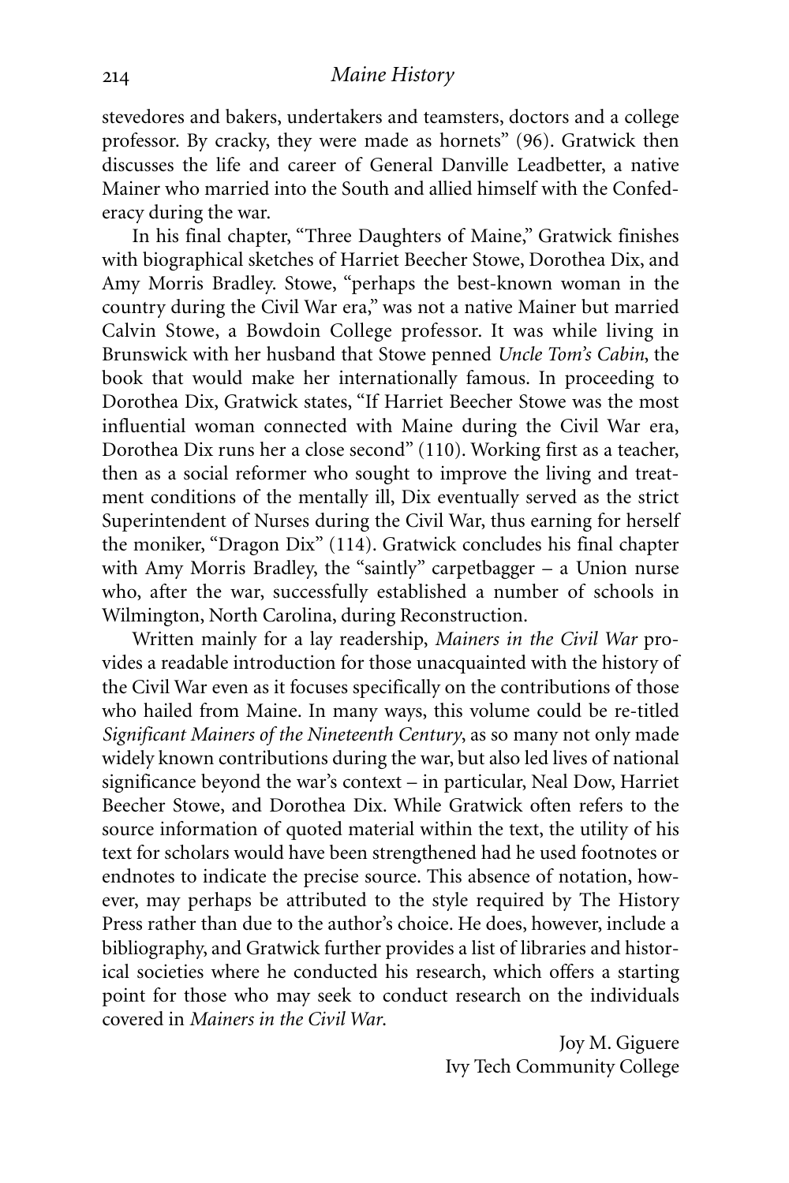stevedores and bakers, undertakers and teamsters, doctors and a college professor. By cracky, they were made as hornets" (96). Gratwick then discusses the life and career of General Danville Leadbetter, a native Mainer who married into the South and allied himself with the Confederacy during the war.

In his final chapter, "Three Daughters of Maine," Gratwick finishes with biographical sketches of Harriet Beecher Stowe, Dorothea Dix, and Amy Morris Bradley. Stowe, "perhaps the best-known woman in the country during the Civil War era," was not a native Mainer but married Calvin Stowe, a Bowdoin College professor. It was while living in Brunswick with her husband that Stowe penned *Uncle Tom's Cabin*, the book that would make her internationally famous. In proceeding to Dorothea Dix, Gratwick states, "If Harriet Beecher Stowe was the most influential woman connected with Maine during the Civil War era, Dorothea Dix runs her a close second" (110). Working first as a teacher, then as a social reformer who sought to improve the living and treatment conditions of the mentally ill, Dix eventually served as the strict Superintendent of Nurses during the Civil War, thus earning for herself the moniker, "Dragon Dix" (114). Gratwick concludes his final chapter with Amy Morris Bradley, the "saintly" carpetbagger – a Union nurse who, after the war, successfully established a number of schools in Wilmington, North Carolina, during Reconstruction.

Written mainly for a lay readership, *Mainers in the Civil War* provides a readable introduction for those unacquainted with the history of the Civil War even as it focuses specifically on the contributions of those who hailed from Maine. In many ways, this volume could be re-titled *Significant Mainers of the Nineteenth Century*, as so many not only made widely known contributions during the war, but also led lives of national significance beyond the war's context – in particular, Neal Dow, Harriet Beecher Stowe, and Dorothea Dix. While Gratwick often refers to the source information of quoted material within the text, the utility of his text for scholars would have been strengthened had he used footnotes or endnotes to indicate the precise source. This absence of notation, however, may perhaps be attributed to the style required by The History Press rather than due to the author's choice. He does, however, include a bibliography, and Gratwick further provides a list of libraries and historical societies where he conducted his research, which offers a starting point for those who may seek to conduct research on the individuals covered in *Mainers in the Civil War*.

Joy M. Giguere
Ivy Tech Community College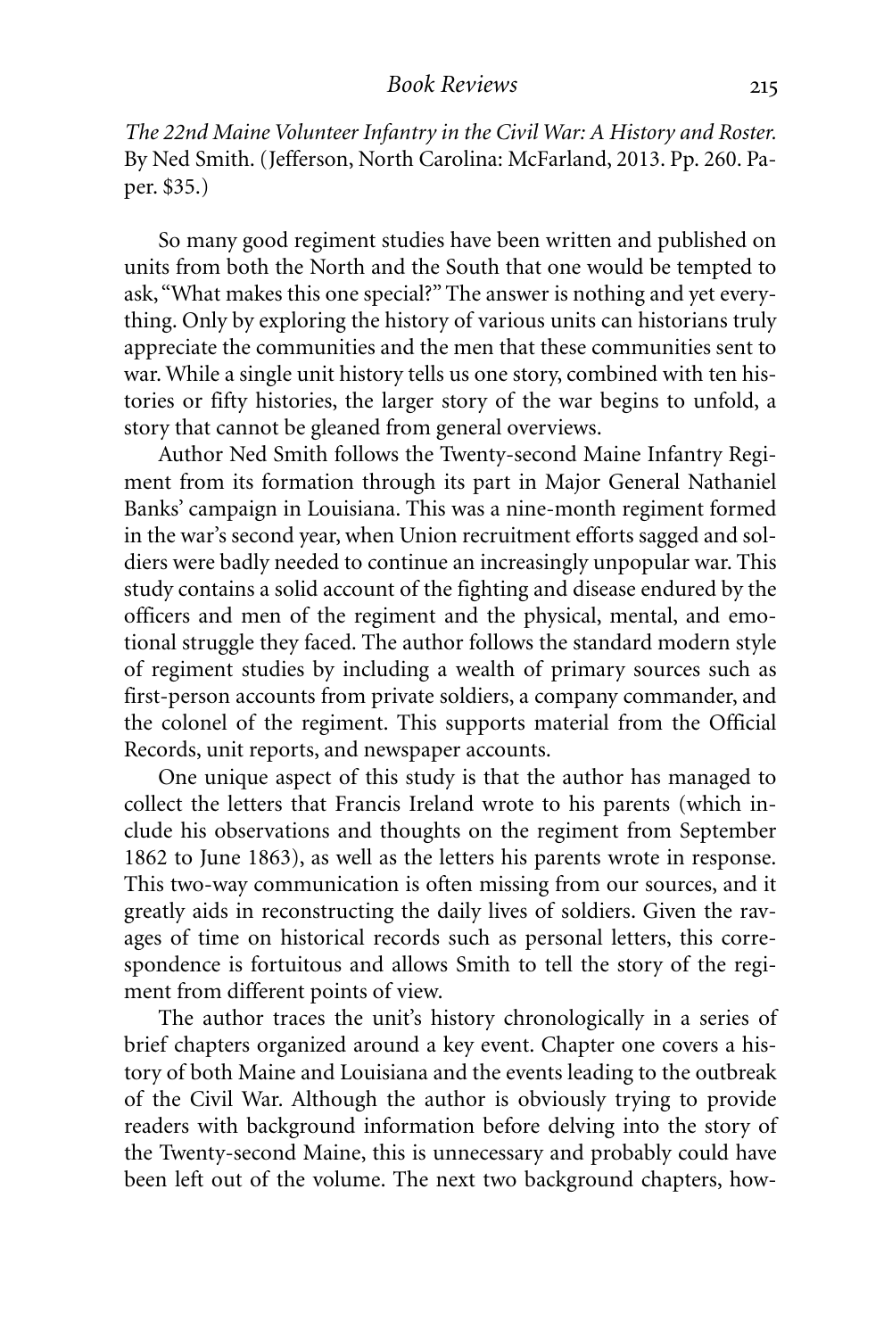*The 22nd Maine Volunteer Infantry in the Civil War: A History and Roster.* By Ned Smith. (Jefferson, North Carolina: McFarland, 2013. Pp. 260. Paper. $35.)

So many good regiment studies have been written and published on units from both the North and the South that one would be tempted to ask, "What makes this one special?" The answer is nothing and yet everything. Only by exploring the history of various units can historians truly appreciate the communities and the men that these communities sent to war. While a single unit history tells us one story, combined with ten histories or fifty histories, the larger story of the war begins to unfold, a story that cannot be gleaned from general overviews.

Author Ned Smith follows the Twenty-second Maine Infantry Regiment from its formation through its part in Major General Nathaniel Banks' campaign in Louisiana. This was a nine-month regiment formed in the war's second year, when Union recruitment efforts sagged and soldiers were badly needed to continue an increasingly unpopular war. This study contains a solid account of the fighting and disease endured by the officers and men of the regiment and the physical, mental, and emotional struggle they faced. The author follows the standard modern style of regiment studies by including a wealth of primary sources such as first-person accounts from private soldiers, a company commander, and the colonel of the regiment. This supports material from the Official Records, unit reports, and newspaper accounts.

One unique aspect of this study is that the author has managed to collect the letters that Francis Ireland wrote to his parents (which include his observations and thoughts on the regiment from September 1862 to June 1863), as well as the letters his parents wrote in response. This two-way communication is often missing from our sources, and it greatly aids in reconstructing the daily lives of soldiers. Given the ravages of time on historical records such as personal letters, this correspondence is fortuitous and allows Smith to tell the story of the regiment from different points of view.

The author traces the unit's history chronologically in a series of brief chapters organized around a key event. Chapter one covers a history of both Maine and Louisiana and the events leading to the outbreak of the Civil War. Although the author is obviously trying to provide readers with background information before delving into the story of the Twenty-second Maine, this is unnecessary and probably could have been left out of the volume. The next two background chapters, how-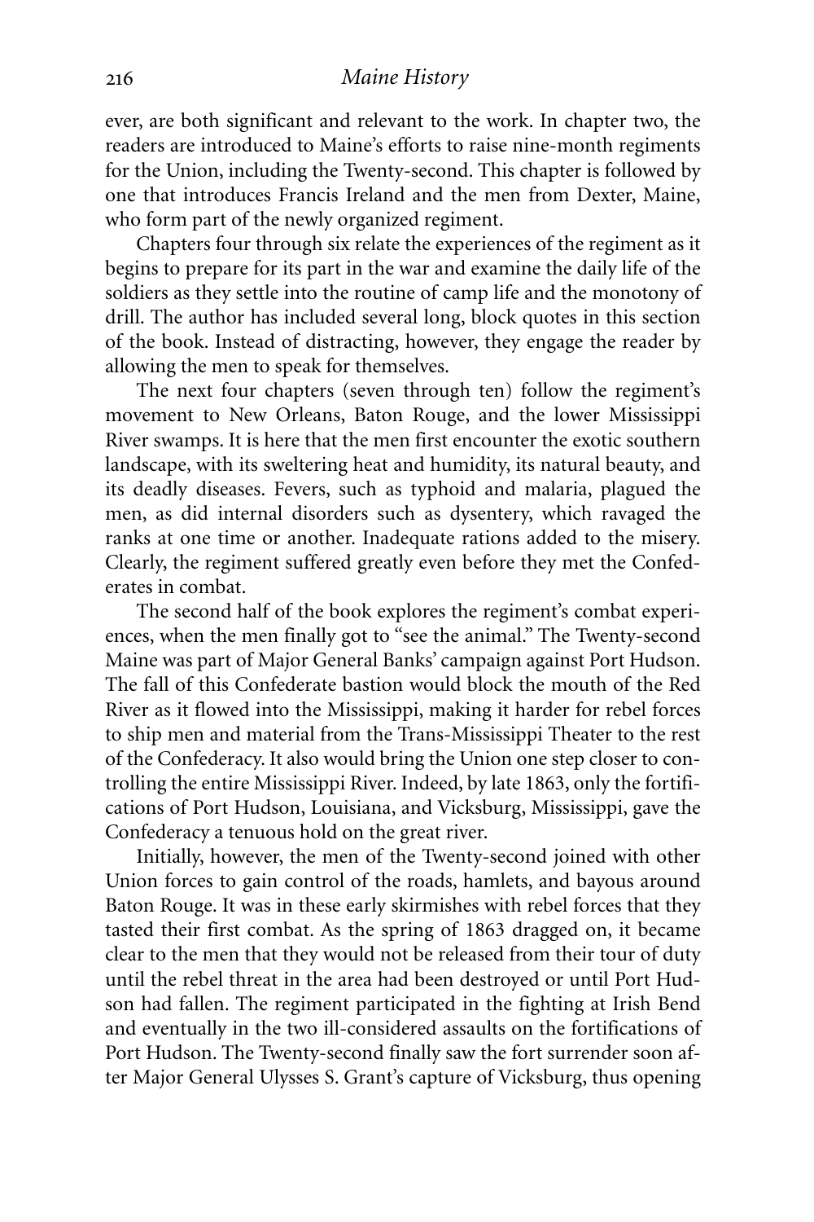ever, are both significant and relevant to the work. In chapter two, the readers are introduced to Maine's efforts to raise nine-month regiments for the Union, including the Twenty-second. This chapter is followed by one that introduces Francis Ireland and the men from Dexter, Maine, who form part of the newly organized regiment.

Chapters four through six relate the experiences of the regiment as it begins to prepare for its part in the war and examine the daily life of the soldiers as they settle into the routine of camp life and the monotony of drill. The author has included several long, block quotes in this section of the book. Instead of distracting, however, they engage the reader by allowing the men to speak for themselves.

The next four chapters (seven through ten) follow the regiment's movement to New Orleans, Baton Rouge, and the lower Mississippi River swamps. It is here that the men first encounter the exotic southern landscape, with its sweltering heat and humidity, its natural beauty, and its deadly diseases. Fevers, such as typhoid and malaria, plagued the men, as did internal disorders such as dysentery, which ravaged the ranks at one time or another. Inadequate rations added to the misery. Clearly, the regiment suffered greatly even before they met the Confederates in combat.

The second half of the book explores the regiment's combat experiences, when the men finally got to "see the animal." The Twenty-second Maine was part of Major General Banks' campaign against Port Hudson. The fall of this Confederate bastion would block the mouth of the Red River as it flowed into the Mississippi, making it harder for rebel forces to ship men and material from the Trans-Mississippi Theater to the rest of the Confederacy. It also would bring the Union one step closer to controlling the entire Mississippi River. Indeed, by late 1863, only the fortifications of Port Hudson, Louisiana, and Vicksburg, Mississippi, gave the Confederacy a tenuous hold on the great river.

Initially, however, the men of the Twenty-second joined with other Union forces to gain control of the roads, hamlets, and bayous around Baton Rouge. It was in these early skirmishes with rebel forces that they tasted their first combat. As the spring of 1863 dragged on, it became clear to the men that they would not be released from their tour of duty until the rebel threat in the area had been destroyed or until Port Hudson had fallen. The regiment participated in the fighting at Irish Bend and eventually in the two ill-considered assaults on the fortifications of Port Hudson. The Twenty-second finally saw the fort surrender soon after Major General Ulysses S. Grant's capture of Vicksburg, thus opening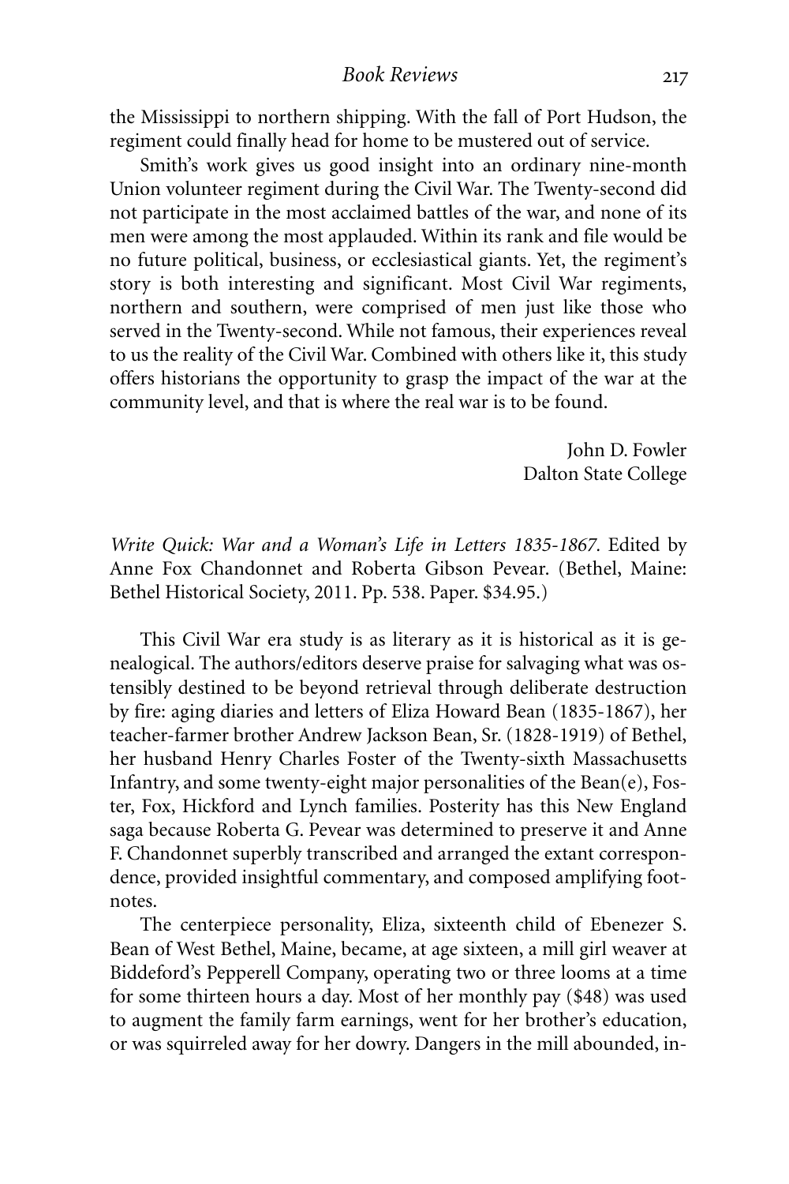the Mississippi to northern shipping. With the fall of Port Hudson, the regiment could finally head for home to be mustered out of service.

Smith's work gives us good insight into an ordinary nine-month Union volunteer regiment during the Civil War. The Twenty-second did not participate in the most acclaimed battles of the war, and none of its men were among the most applauded. Within its rank and file would be no future political, business, or ecclesiastical giants. Yet, the regiment's story is both interesting and significant. Most Civil War regiments, northern and southern, were comprised of men just like those who served in the Twenty-second. While not famous, their experiences reveal to us the reality of the Civil War. Combined with others like it, this study offers historians the opportunity to grasp the impact of the war at the community level, and that is where the real war is to be found.

John D. Fowler
Dalton State College

*Write Quick: War and a Woman's Life in Letters 1835-1867.* Edited by Anne Fox Chandonnet and Roberta Gibson Pevear. (Bethel, Maine: Bethel Historical Society, 2011. Pp. 538. Paper. $34.95.)

This Civil War era study is as literary as it is historical as it is genealogical. The authors/editors deserve praise for salvaging what was ostensibly destined to be beyond retrieval through deliberate destruction by fire: aging diaries and letters of Eliza Howard Bean (1835-1867), her teacher-farmer brother Andrew Jackson Bean, Sr. (1828-1919) of Bethel, her husband Henry Charles Foster of the Twenty-sixth Massachusetts Infantry, and some twenty-eight major personalities of the Bean(e), Foster, Fox, Hickford and Lynch families. Posterity has this New England saga because Roberta G. Pevear was determined to preserve it and Anne F. Chandonnet superbly transcribed and arranged the extant correspondence, provided insightful commentary, and composed amplifying footnotes.

The centerpiece personality, Eliza, sixteenth child of Ebenezer S. Bean of West Bethel, Maine, became, at age sixteen, a mill girl weaver at Biddeford's Pepperell Company, operating two or three looms at a time for some thirteen hours a day. Most of her monthly pay ($48) was used to augment the family farm earnings, went for her brother's education, or was squirreled away for her dowry. Dangers in the mill abounded, in-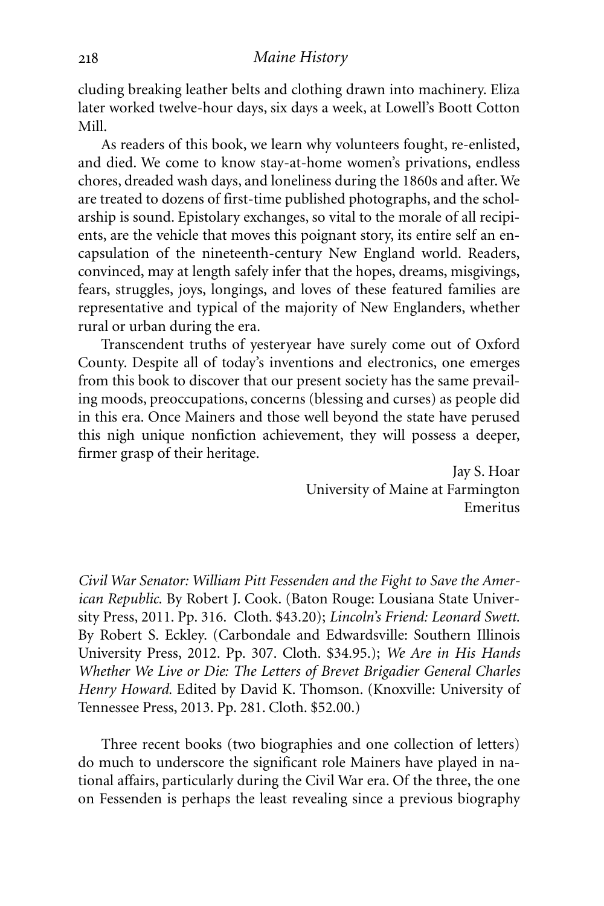cluding breaking leather belts and clothing drawn into machinery. Eliza later worked twelve-hour days, six days a week, at Lowell's Boott Cotton Mill.

As readers of this book, we learn why volunteers fought, re-enlisted, and died. We come to know stay-at-home women's privations, endless chores, dreaded wash days, and loneliness during the 1860s and after. We are treated to dozens of first-time published photographs, and the scholarship is sound. Epistolary exchanges, so vital to the morale of all recipients, are the vehicle that moves this poignant story, its entire self an encapsulation of the nineteenth-century New England world. Readers, convinced, may at length safely infer that the hopes, dreams, misgivings, fears, struggles, joys, longings, and loves of these featured families are representative and typical of the majority of New Englanders, whether rural or urban during the era.

Transcendent truths of yesteryear have surely come out of Oxford County. Despite all of today's inventions and electronics, one emerges from this book to discover that our present society has the same prevailing moods, preoccupations, concerns (blessing and curses) as people did in this era. Once Mainers and those well beyond the state have perused this nigh unique nonfiction achievement, they will possess a deeper, firmer grasp of their heritage.

Jay S. Hoar
University of Maine at Farmington
Emeritus

*Civil War Senator: William Pitt Fessenden and the Fight to Save the American Republic.* By Robert J. Cook. (Baton Rouge: Lousiana State University Press, 2011. Pp. 316. Cloth. $43.20); *Lincoln's Friend: Leonard Swett.* By Robert S. Eckley. (Carbondale and Edwardsville: Southern Illinois University Press, 2012. Pp. 307. Cloth. $34.95.); *We Are in His Hands Whether We Live or Die: The Letters of Brevet Brigadier General Charles Henry Howard.* Edited by David K. Thomson. (Knoxville: University of Tennessee Press, 2013. Pp. 281. Cloth. $52.00.)

Three recent books (two biographies and one collection of letters) do much to underscore the significant role Mainers have played in national affairs, particularly during the Civil War era. Of the three, the one on Fessenden is perhaps the least revealing since a previous biography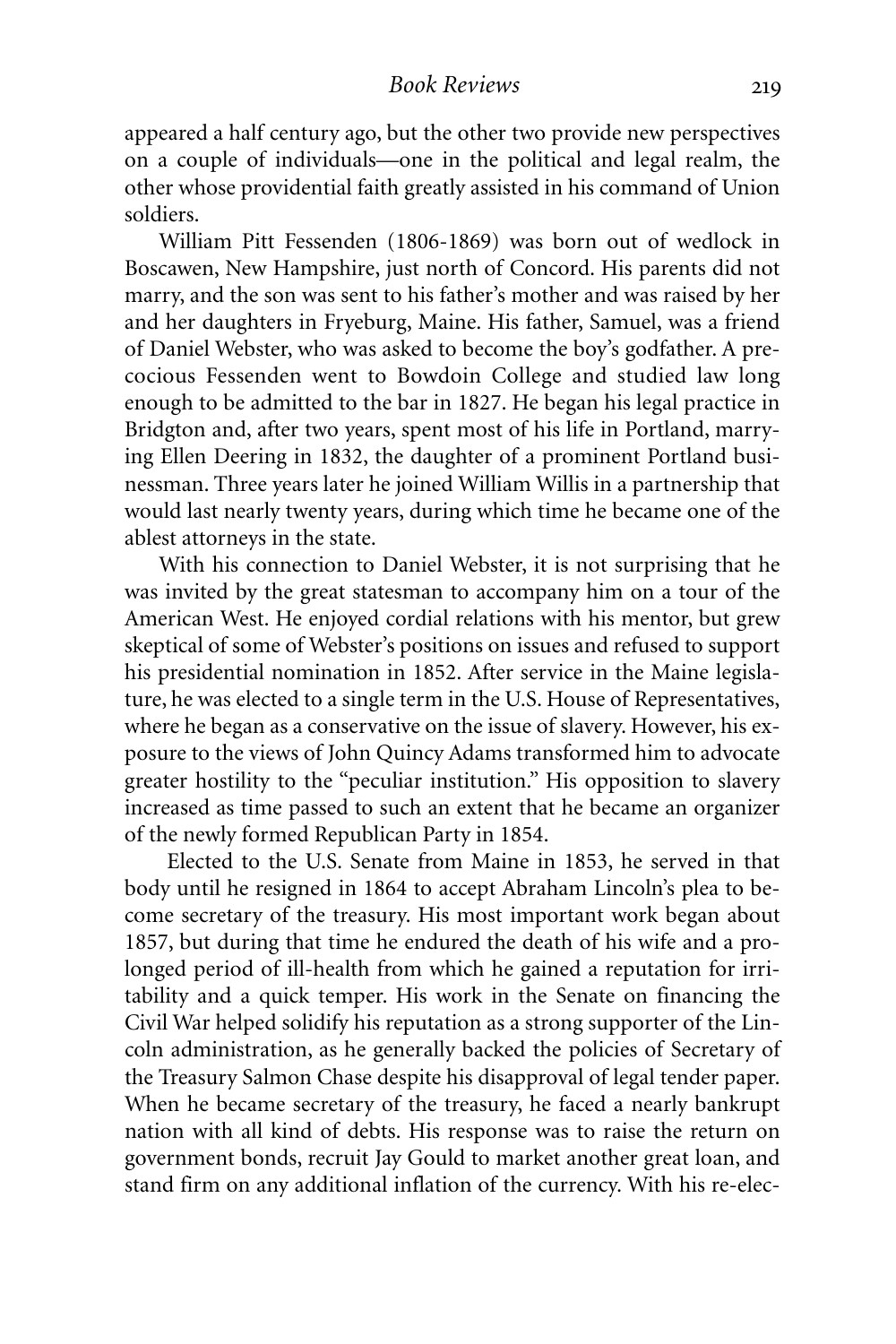appeared a half century ago, but the other two provide new perspectives on a couple of individuals—one in the political and legal realm, the other whose providential faith greatly assisted in his command of Union soldiers.

William Pitt Fessenden (1806-1869) was born out of wedlock in Boscawen, New Hampshire, just north of Concord. His parents did not marry, and the son was sent to his father's mother and was raised by her and her daughters in Fryeburg, Maine. His father, Samuel, was a friend of Daniel Webster, who was asked to become the boy's godfather. A precocious Fessenden went to Bowdoin College and studied law long enough to be admitted to the bar in 1827. He began his legal practice in Bridgton and, after two years, spent most of his life in Portland, marrying Ellen Deering in 1832, the daughter of a prominent Portland businessman. Three years later he joined William Willis in a partnership that would last nearly twenty years, during which time he became one of the ablest attorneys in the state.

With his connection to Daniel Webster, it is not surprising that he was invited by the great statesman to accompany him on a tour of the American West. He enjoyed cordial relations with his mentor, but grew skeptical of some of Webster's positions on issues and refused to support his presidential nomination in 1852. After service in the Maine legislature, he was elected to a single term in the U.S. House of Representatives, where he began as a conservative on the issue of slavery. However, his exposure to the views of John Quincy Adams transformed him to advocate greater hostility to the "peculiar institution." His opposition to slavery increased as time passed to such an extent that he became an organizer of the newly formed Republican Party in 1854.

Elected to the U.S. Senate from Maine in 1853, he served in that body until he resigned in 1864 to accept Abraham Lincoln's plea to become secretary of the treasury. His most important work began about 1857, but during that time he endured the death of his wife and a prolonged period of ill-health from which he gained a reputation for irritability and a quick temper. His work in the Senate on financing the Civil War helped solidify his reputation as a strong supporter of the Lincoln administration, as he generally backed the policies of Secretary of the Treasury Salmon Chase despite his disapproval of legal tender paper. When he became secretary of the treasury, he faced a nearly bankrupt nation with all kind of debts. His response was to raise the return on government bonds, recruit Jay Gould to market another great loan, and stand firm on any additional inflation of the currency. With his re-elec-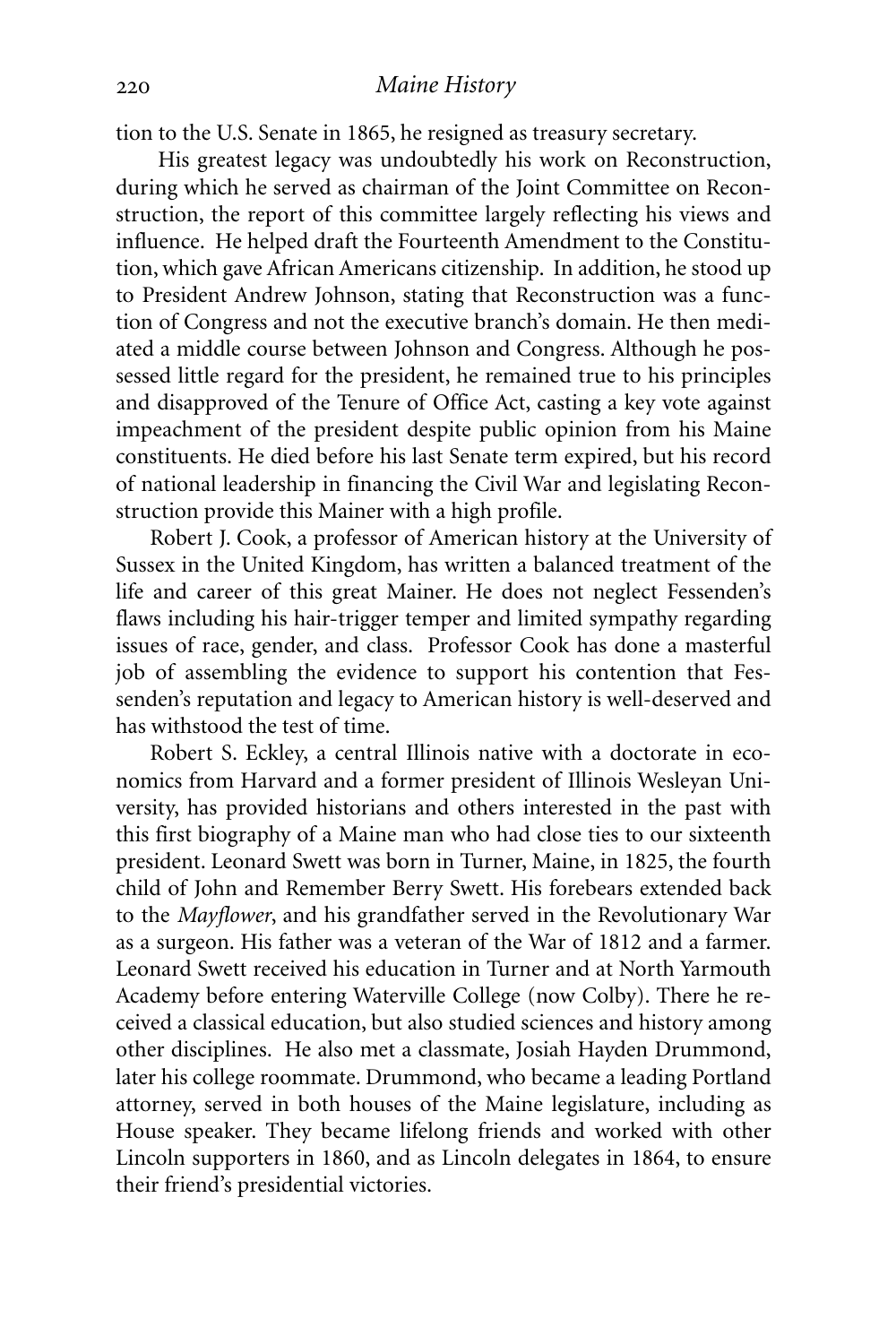tion to the U.S. Senate in 1865, he resigned as treasury secretary.

His greatest legacy was undoubtedly his work on Reconstruction, during which he served as chairman of the Joint Committee on Reconstruction, the report of this committee largely reflecting his views and influence. He helped draft the Fourteenth Amendment to the Constitution, which gave African Americans citizenship. In addition, he stood up to President Andrew Johnson, stating that Reconstruction was a function of Congress and not the executive branch's domain. He then mediated a middle course between Johnson and Congress. Although he possessed little regard for the president, he remained true to his principles and disapproved of the Tenure of Office Act, casting a key vote against impeachment of the president despite public opinion from his Maine constituents. He died before his last Senate term expired, but his record of national leadership in financing the Civil War and legislating Reconstruction provide this Mainer with a high profile.

Robert J. Cook, a professor of American history at the University of Sussex in the United Kingdom, has written a balanced treatment of the life and career of this great Mainer. He does not neglect Fessenden's flaws including his hair-trigger temper and limited sympathy regarding issues of race, gender, and class. Professor Cook has done a masterful job of assembling the evidence to support his contention that Fessenden's reputation and legacy to American history is well-deserved and has withstood the test of time.

Robert S. Eckley, a central Illinois native with a doctorate in economics from Harvard and a former president of Illinois Wesleyan University, has provided historians and others interested in the past with this first biography of a Maine man who had close ties to our sixteenth president. Leonard Swett was born in Turner, Maine, in 1825, the fourth child of John and Remember Berry Swett. His forebears extended back to the *Mayflower*, and his grandfather served in the Revolutionary War as a surgeon. His father was a veteran of the War of 1812 and a farmer. Leonard Swett received his education in Turner and at North Yarmouth Academy before entering Waterville College (now Colby). There he received a classical education, but also studied sciences and history among other disciplines. He also met a classmate, Josiah Hayden Drummond, later his college roommate. Drummond, who became a leading Portland attorney, served in both houses of the Maine legislature, including as House speaker. They became lifelong friends and worked with other Lincoln supporters in 1860, and as Lincoln delegates in 1864, to ensure their friend's presidential victories.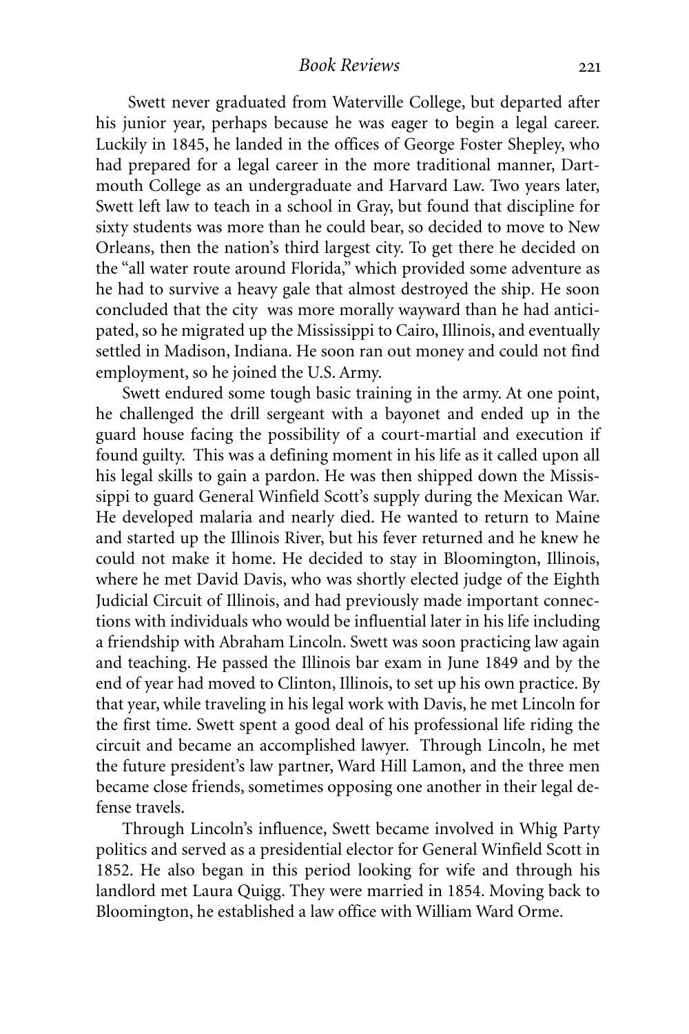Swett never graduated from Waterville College, but departed after his junior year, perhaps because he was eager to begin a legal career. Luckily in 1845, he landed in the offices of George Foster Shepley, who had prepared for a legal career in the more traditional manner, Dartmouth College as an undergraduate and Harvard Law. Two years later, Swett left law to teach in a school in Gray, but found that discipline for sixty students was more than he could bear, so decided to move to New Orleans, then the nation's third largest city. To get there he decided on the "all water route around Florida," which provided some adventure as he had to survive a heavy gale that almost destroyed the ship. He soon concluded that the city was more morally wayward than he had anticipated, so he migrated up the Mississippi to Cairo, Illinois, and eventually settled in Madison, Indiana. He soon ran out money and could not find employment, so he joined the U.S. Army.

Swett endured some tough basic training in the army. At one point, he challenged the drill sergeant with a bayonet and ended up in the guard house facing the possibility of a court-martial and execution if found guilty. This was a defining moment in his life as it called upon all his legal skills to gain a pardon. He was then shipped down the Mississippi to guard General Winfield Scott's supply during the Mexican War. He developed malaria and nearly died. He wanted to return to Maine and started up the Illinois River, but his fever returned and he knew he could not make it home. He decided to stay in Bloomington, Illinois, where he met David Davis, who was shortly elected judge of the Eighth Judicial Circuit of Illinois, and had previously made important connections with individuals who would be influential later in his life including a friendship with Abraham Lincoln. Swett was soon practicing law again and teaching. He passed the Illinois bar exam in June 1849 and by the end of year had moved to Clinton, Illinois, to set up his own practice. By that year, while traveling in his legal work with Davis, he met Lincoln for the first time. Swett spent a good deal of his professional life riding the circuit and became an accomplished lawyer. Through Lincoln, he met the future president's law partner, Ward Hill Lamon, and the three men became close friends, sometimes opposing one another in their legal defense travels.

Through Lincoln's influence, Swett became involved in Whig Party politics and served as a presidential elector for General Winfield Scott in 1852. He also began in this period looking for wife and through his landlord met Laura Quigg. They were married in 1854. Moving back to Bloomington, he established a law office with William Ward Orme.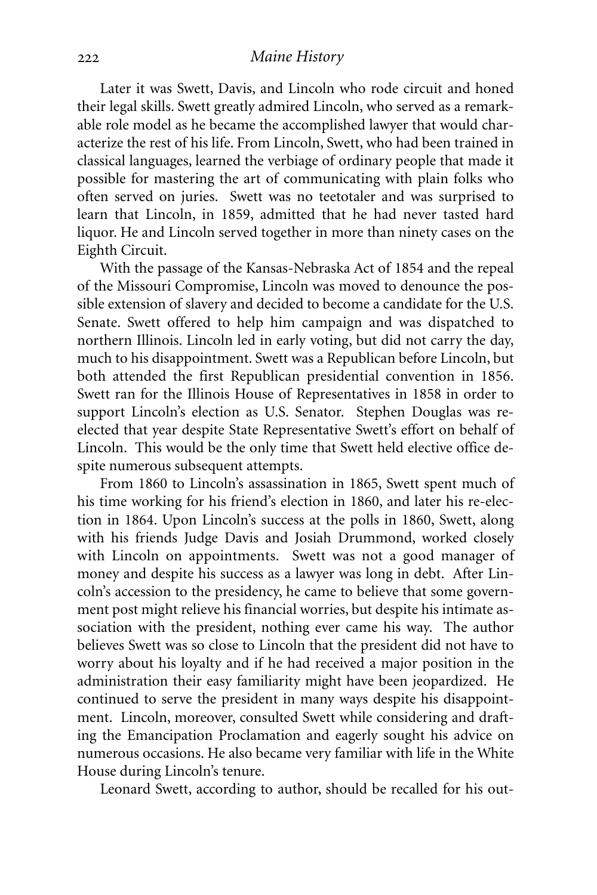Later it was Swett, Davis, and Lincoln who rode circuit and honed their legal skills. Swett greatly admired Lincoln, who served as a remarkable role model as he became the accomplished lawyer that would characterize the rest of his life. From Lincoln, Swett, who had been trained in classical languages, learned the verbiage of ordinary people that made it possible for mastering the art of communicating with plain folks who often served on juries. Swett was no teetotaler and was surprised to learn that Lincoln, in 1859, admitted that he had never tasted hard liquor. He and Lincoln served together in more than ninety cases on the Eighth Circuit.

With the passage of the Kansas-Nebraska Act of 1854 and the repeal of the Missouri Compromise, Lincoln was moved to denounce the possible extension of slavery and decided to become a candidate for the U.S. Senate. Swett offered to help him campaign and was dispatched to northern Illinois. Lincoln led in early voting, but did not carry the day, much to his disappointment. Swett was a Republican before Lincoln, but both attended the first Republican presidential convention in 1856. Swett ran for the Illinois House of Representatives in 1858 in order to support Lincoln's election as U.S. Senator. Stephen Douglas was re-elected that year despite State Representative Swett's effort on behalf of Lincoln. This would be the only time that Swett held elective office despite numerous subsequent attempts.

From 1860 to Lincoln's assassination in 1865, Swett spent much of his time working for his friend's election in 1860, and later his re-election in 1864. Upon Lincoln's success at the polls in 1860, Swett, along with his friends Judge Davis and Josiah Drummond, worked closely with Lincoln on appointments. Swett was not a good manager of money and despite his success as a lawyer was long in debt. After Lincoln's accession to the presidency, he came to believe that some government post might relieve his financial worries, but despite his intimate association with the president, nothing ever came his way. The author believes Swett was so close to Lincoln that the president did not have to worry about his loyalty and if he had received a major position in the administration their easy familiarity might have been jeopardized. He continued to serve the president in many ways despite his disappointment. Lincoln, moreover, consulted Swett while considering and drafting the Emancipation Proclamation and eagerly sought his advice on numerous occasions. He also became very familiar with life in the White House during Lincoln's tenure.

Leonard Swett, according to author, should be recalled for his out-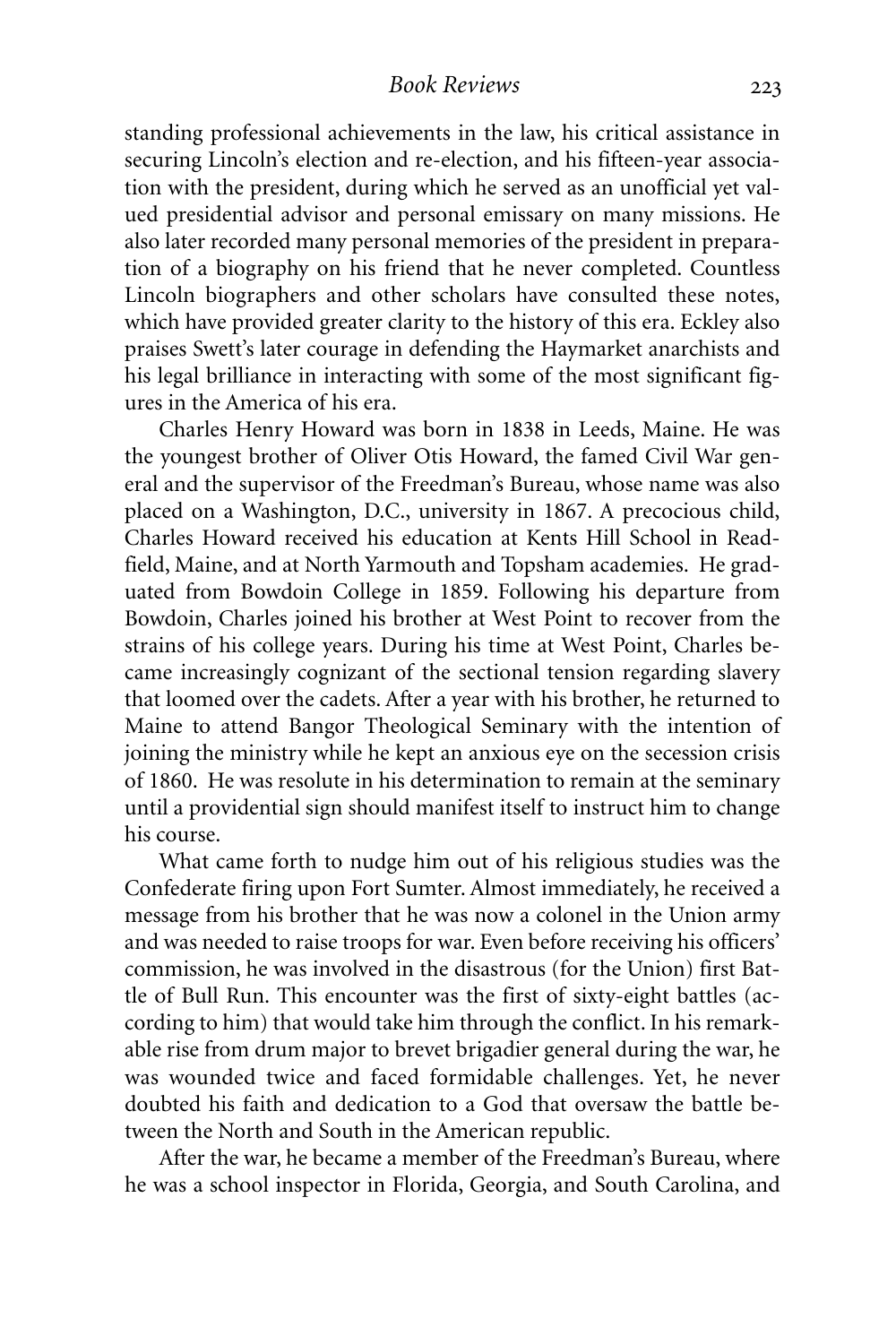standing professional achievements in the law, his critical assistance in securing Lincoln's election and re-election, and his fifteen-year association with the president, during which he served as an unofficial yet valued presidential advisor and personal emissary on many missions. He also later recorded many personal memories of the president in preparation of a biography on his friend that he never completed. Countless Lincoln biographers and other scholars have consulted these notes, which have provided greater clarity to the history of this era. Eckley also praises Swett's later courage in defending the Haymarket anarchists and his legal brilliance in interacting with some of the most significant figures in the America of his era.

Charles Henry Howard was born in 1838 in Leeds, Maine. He was the youngest brother of Oliver Otis Howard, the famed Civil War general and the supervisor of the Freedman's Bureau, whose name was also placed on a Washington, D.C., university in 1867. A precocious child, Charles Howard received his education at Kents Hill School in Readfield, Maine, and at North Yarmouth and Topsham academies. He graduated from Bowdoin College in 1859. Following his departure from Bowdoin, Charles joined his brother at West Point to recover from the strains of his college years. During his time at West Point, Charles became increasingly cognizant of the sectional tension regarding slavery that loomed over the cadets. After a year with his brother, he returned to Maine to attend Bangor Theological Seminary with the intention of joining the ministry while he kept an anxious eye on the secession crisis of 1860. He was resolute in his determination to remain at the seminary until a providential sign should manifest itself to instruct him to change his course.

What came forth to nudge him out of his religious studies was the Confederate firing upon Fort Sumter. Almost immediately, he received a message from his brother that he was now a colonel in the Union army and was needed to raise troops for war. Even before receiving his officers' commission, he was involved in the disastrous (for the Union) first Battle of Bull Run. This encounter was the first of sixty-eight battles (according to him) that would take him through the conflict. In his remarkable rise from drum major to brevet brigadier general during the war, he was wounded twice and faced formidable challenges. Yet, he never doubted his faith and dedication to a God that oversaw the battle between the North and South in the American republic.

After the war, he became a member of the Freedman's Bureau, where he was a school inspector in Florida, Georgia, and South Carolina, and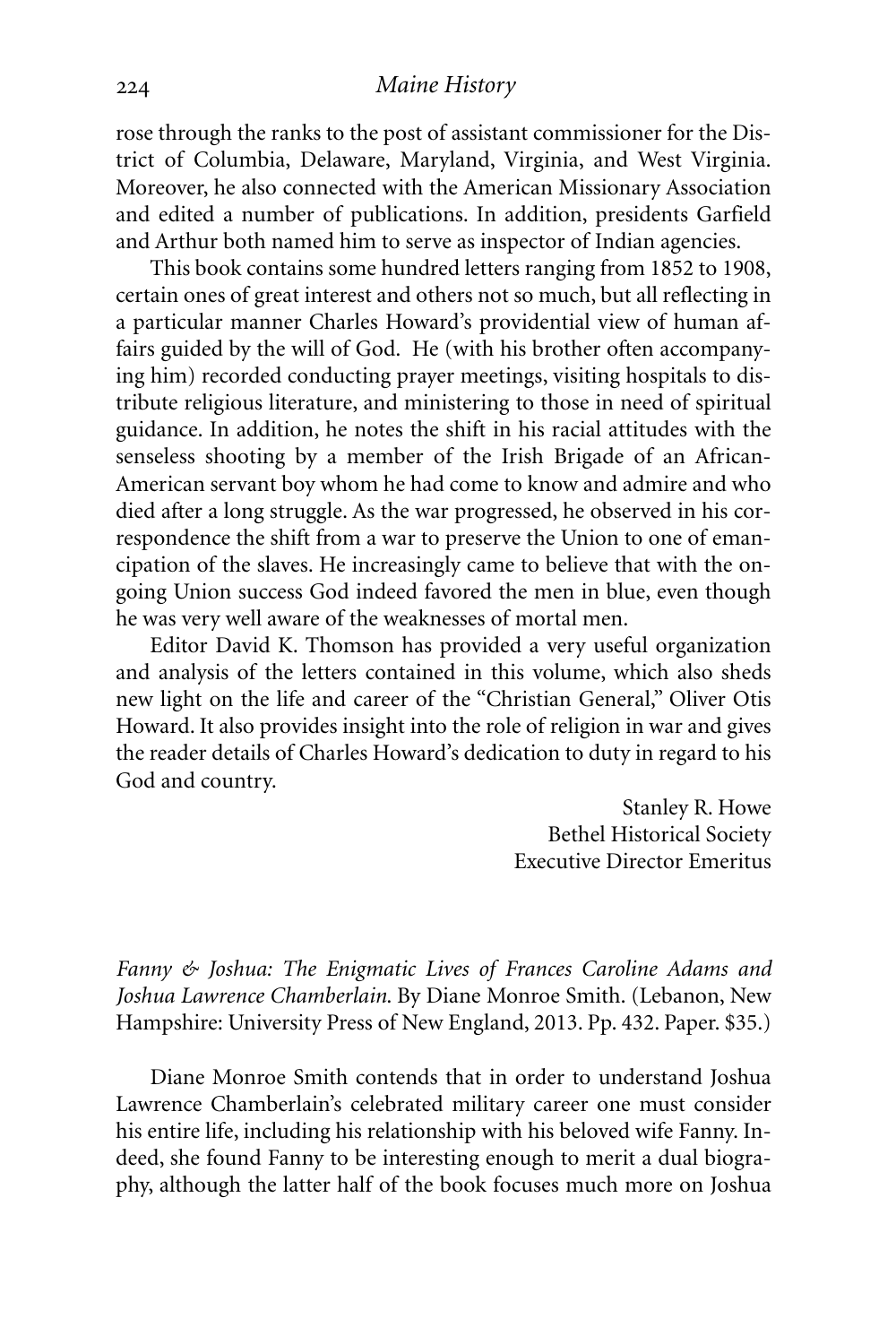rose through the ranks to the post of assistant commissioner for the District of Columbia, Delaware, Maryland, Virginia, and West Virginia. Moreover, he also connected with the American Missionary Association and edited a number of publications. In addition, presidents Garfield and Arthur both named him to serve as inspector of Indian agencies.

This book contains some hundred letters ranging from 1852 to 1908, certain ones of great interest and others not so much, but all reflecting in a particular manner Charles Howard's providential view of human affairs guided by the will of God. He (with his brother often accompanying him) recorded conducting prayer meetings, visiting hospitals to distribute religious literature, and ministering to those in need of spiritual guidance. In addition, he notes the shift in his racial attitudes with the senseless shooting by a member of the Irish Brigade of an African-American servant boy whom he had come to know and admire and who died after a long struggle. As the war progressed, he observed in his correspondence the shift from a war to preserve the Union to one of emancipation of the slaves. He increasingly came to believe that with the ongoing Union success God indeed favored the men in blue, even though he was very well aware of the weaknesses of mortal men.

Editor David K. Thomson has provided a very useful organization and analysis of the letters contained in this volume, which also sheds new light on the life and career of the "Christian General," Oliver Otis Howard. It also provides insight into the role of religion in war and gives the reader details of Charles Howard's dedication to duty in regard to his God and country.

Stanley R. Howe
Bethel Historical Society
Executive Director Emeritus

*Fanny & Joshua: The Enigmatic Lives of Frances Caroline Adams and Joshua Lawrence Chamberlain.* By Diane Monroe Smith. (Lebanon, New Hampshire: University Press of New England, 2013. Pp. 432. Paper. $35.)

Diane Monroe Smith contends that in order to understand Joshua Lawrence Chamberlain's celebrated military career one must consider his entire life, including his relationship with his beloved wife Fanny. Indeed, she found Fanny to be interesting enough to merit a dual biography, although the latter half of the book focuses much more on Joshua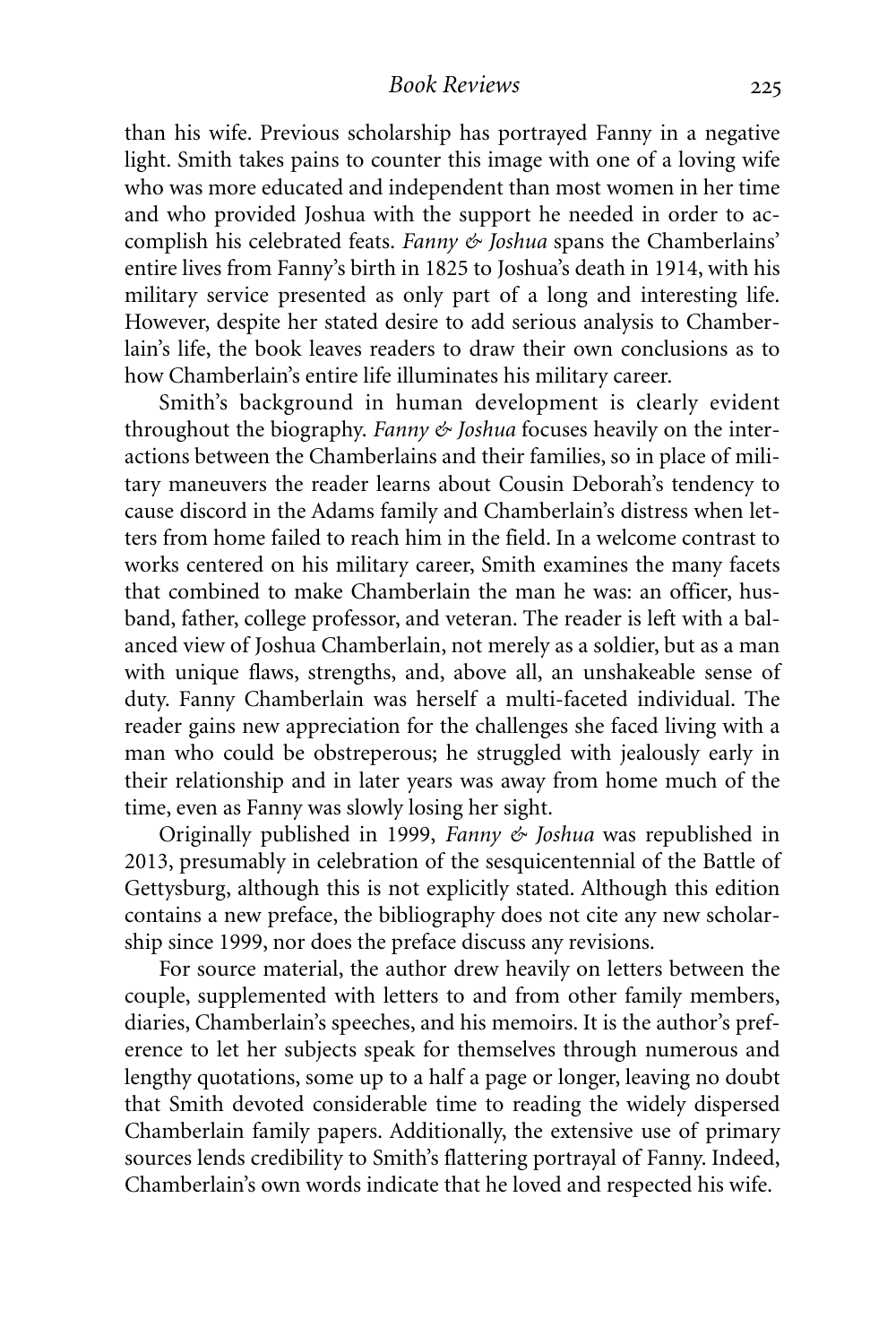than his wife. Previous scholarship has portrayed Fanny in a negative light. Smith takes pains to counter this image with one of a loving wife who was more educated and independent than most women in her time and who provided Joshua with the support he needed in order to accomplish his celebrated feats. *Fanny & Joshua* spans the Chamberlains' entire lives from Fanny's birth in 1825 to Joshua's death in 1914, with his military service presented as only part of a long and interesting life. However, despite her stated desire to add serious analysis to Chamberlain's life, the book leaves readers to draw their own conclusions as to how Chamberlain's entire life illuminates his military career.

Smith's background in human development is clearly evident throughout the biography. *Fanny & Joshua* focuses heavily on the interactions between the Chamberlains and their families, so in place of military maneuvers the reader learns about Cousin Deborah's tendency to cause discord in the Adams family and Chamberlain's distress when letters from home failed to reach him in the field. In a welcome contrast to works centered on his military career, Smith examines the many facets that combined to make Chamberlain the man he was: an officer, husband, father, college professor, and veteran. The reader is left with a balanced view of Joshua Chamberlain, not merely as a soldier, but as a man with unique flaws, strengths, and, above all, an unshakeable sense of duty. Fanny Chamberlain was herself a multi-faceted individual. The reader gains new appreciation for the challenges she faced living with a man who could be obstreperous; he struggled with jealously early in their relationship and in later years was away from home much of the time, even as Fanny was slowly losing her sight.

Originally published in 1999, *Fanny & Joshua* was republished in 2013, presumably in celebration of the sesquicentennial of the Battle of Gettysburg, although this is not explicitly stated. Although this edition contains a new preface, the bibliography does not cite any new scholarship since 1999, nor does the preface discuss any revisions.

For source material, the author drew heavily on letters between the couple, supplemented with letters to and from other family members, diaries, Chamberlain's speeches, and his memoirs. It is the author's preference to let her subjects speak for themselves through numerous and lengthy quotations, some up to a half a page or longer, leaving no doubt that Smith devoted considerable time to reading the widely dispersed Chamberlain family papers. Additionally, the extensive use of primary sources lends credibility to Smith's flattering portrayal of Fanny. Indeed, Chamberlain's own words indicate that he loved and respected his wife.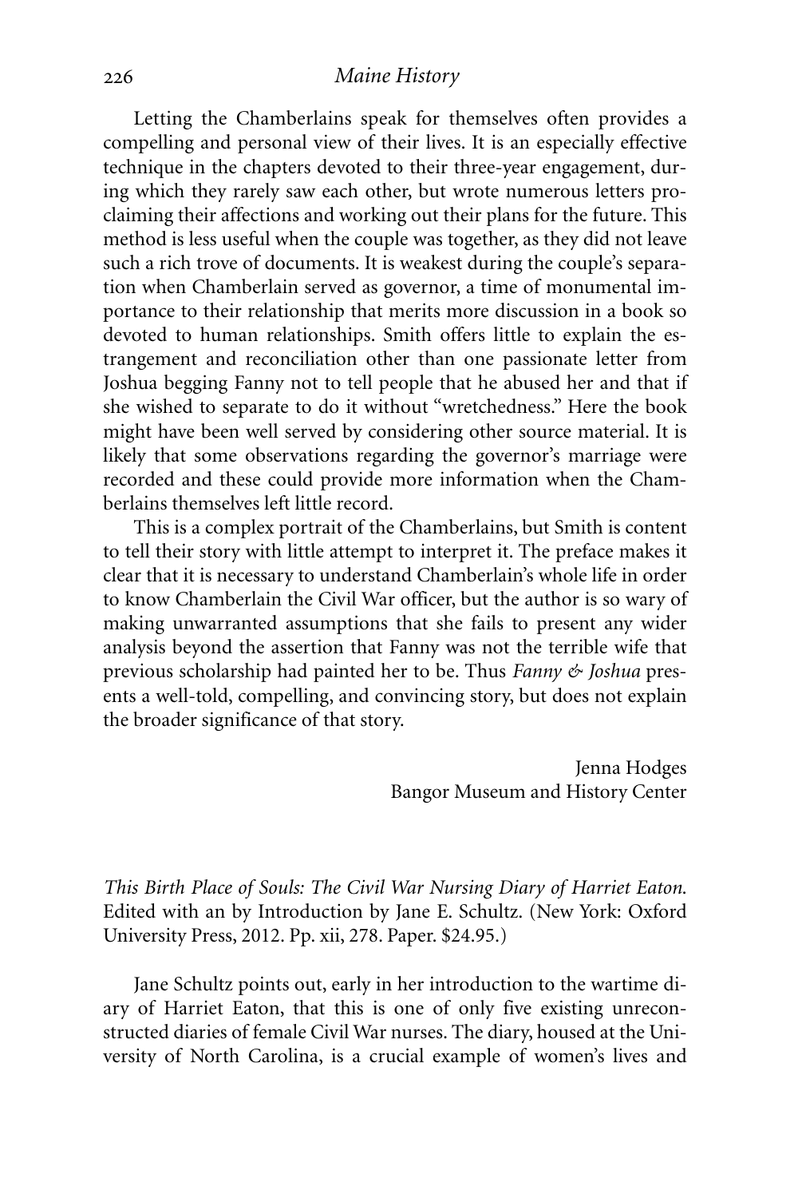Letting the Chamberlains speak for themselves often provides a compelling and personal view of their lives. It is an especially effective technique in the chapters devoted to their three-year engagement, during which they rarely saw each other, but wrote numerous letters proclaiming their affections and working out their plans for the future. This method is less useful when the couple was together, as they did not leave such a rich trove of documents. It is weakest during the couple's separation when Chamberlain served as governor, a time of monumental importance to their relationship that merits more discussion in a book so devoted to human relationships. Smith offers little to explain the estrangement and reconciliation other than one passionate letter from Joshua begging Fanny not to tell people that he abused her and that if she wished to separate to do it without "wretchedness." Here the book might have been well served by considering other source material. It is likely that some observations regarding the governor's marriage were recorded and these could provide more information when the Chamberlains themselves left little record.

This is a complex portrait of the Chamberlains, but Smith is content to tell their story with little attempt to interpret it. The preface makes it clear that it is necessary to understand Chamberlain's whole life in order to know Chamberlain the Civil War officer, but the author is so wary of making unwarranted assumptions that she fails to present any wider analysis beyond the assertion that Fanny was not the terrible wife that previous scholarship had painted her to be. Thus *Fanny & Joshua* presents a well-told, compelling, and convincing story, but does not explain the broader significance of that story.

Jenna Hodges
Bangor Museum and History Center

*This Birth Place of Souls: The Civil War Nursing Diary of Harriet Eaton.* Edited with an by Introduction by Jane E. Schultz. (New York: Oxford University Press, 2012. Pp. xii, 278. Paper. $24.95.)

Jane Schultz points out, early in her introduction to the wartime diary of Harriet Eaton, that this is one of only five existing unreconstructed diaries of female Civil War nurses. The diary, housed at the University of North Carolina, is a crucial example of women's lives and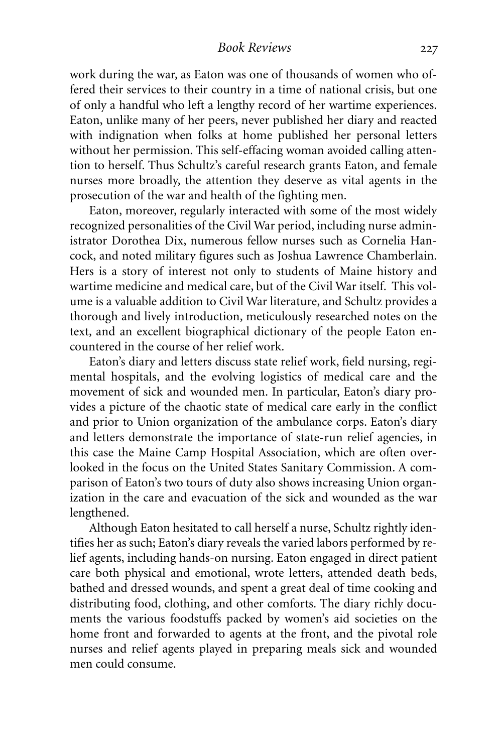work during the war, as Eaton was one of thousands of women who offered their services to their country in a time of national crisis, but one of only a handful who left a lengthy record of her wartime experiences. Eaton, unlike many of her peers, never published her diary and reacted with indignation when folks at home published her personal letters without her permission. This self-effacing woman avoided calling attention to herself. Thus Schultz's careful research grants Eaton, and female nurses more broadly, the attention they deserve as vital agents in the prosecution of the war and health of the fighting men.

Eaton, moreover, regularly interacted with some of the most widely recognized personalities of the Civil War period, including nurse administrator Dorothea Dix, numerous fellow nurses such as Cornelia Hancock, and noted military figures such as Joshua Lawrence Chamberlain. Hers is a story of interest not only to students of Maine history and wartime medicine and medical care, but of the Civil War itself. This volume is a valuable addition to Civil War literature, and Schultz provides a thorough and lively introduction, meticulously researched notes on the text, and an excellent biographical dictionary of the people Eaton encountered in the course of her relief work.

Eaton's diary and letters discuss state relief work, field nursing, regimental hospitals, and the evolving logistics of medical care and the movement of sick and wounded men. In particular, Eaton's diary provides a picture of the chaotic state of medical care early in the conflict and prior to Union organization of the ambulance corps. Eaton's diary and letters demonstrate the importance of state-run relief agencies, in this case the Maine Camp Hospital Association, which are often overlooked in the focus on the United States Sanitary Commission. A comparison of Eaton's two tours of duty also shows increasing Union organization in the care and evacuation of the sick and wounded as the war lengthened.

Although Eaton hesitated to call herself a nurse, Schultz rightly identifies her as such; Eaton's diary reveals the varied labors performed by relief agents, including hands-on nursing. Eaton engaged in direct patient care both physical and emotional, wrote letters, attended death beds, bathed and dressed wounds, and spent a great deal of time cooking and distributing food, clothing, and other comforts. The diary richly documents the various foodstuffs packed by women's aid societies on the home front and forwarded to agents at the front, and the pivotal role nurses and relief agents played in preparing meals sick and wounded men could consume.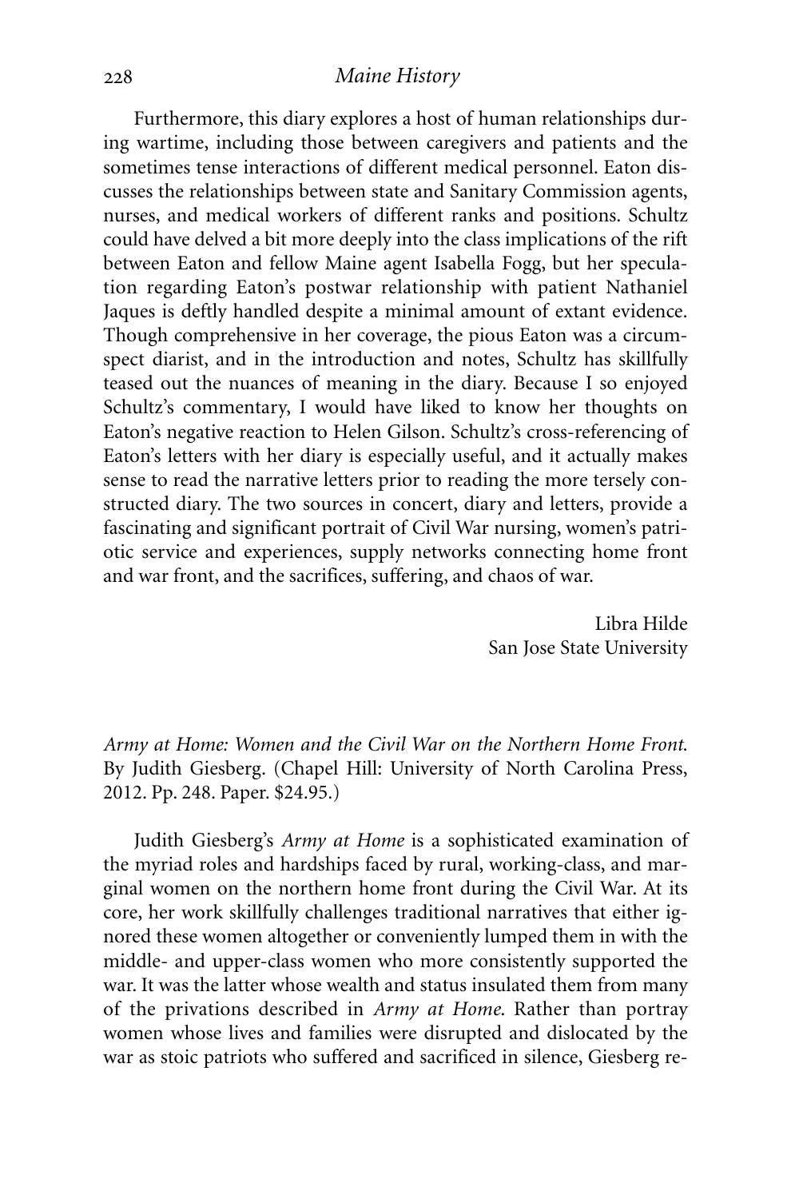Furthermore, this diary explores a host of human relationships during wartime, including those between caregivers and patients and the sometimes tense interactions of different medical personnel. Eaton discusses the relationships between state and Sanitary Commission agents, nurses, and medical workers of different ranks and positions. Schultz could have delved a bit more deeply into the class implications of the rift between Eaton and fellow Maine agent Isabella Fogg, but her speculation regarding Eaton's postwar relationship with patient Nathaniel Jaques is deftly handled despite a minimal amount of extant evidence. Though comprehensive in her coverage, the pious Eaton was a circumspect diarist, and in the introduction and notes, Schultz has skillfully teased out the nuances of meaning in the diary. Because I so enjoyed Schultz's commentary, I would have liked to know her thoughts on Eaton's negative reaction to Helen Gilson. Schultz's cross-referencing of Eaton's letters with her diary is especially useful, and it actually makes sense to read the narrative letters prior to reading the more tersely constructed diary. The two sources in concert, diary and letters, provide a fascinating and significant portrait of Civil War nursing, women's patriotic service and experiences, supply networks connecting home front and war front, and the sacrifices, suffering, and chaos of war.

Libra Hilde
San Jose State University

*Army at Home: Women and the Civil War on the Northern Home Front.* By Judith Giesberg. (Chapel Hill: University of North Carolina Press, 2012. Pp. 248. Paper. $24.95.)

Judith Giesberg's *Army at Home* is a sophisticated examination of the myriad roles and hardships faced by rural, working-class, and marginal women on the northern home front during the Civil War. At its core, her work skillfully challenges traditional narratives that either ignored these women altogether or conveniently lumped them in with the middle- and upper-class women who more consistently supported the war. It was the latter whose wealth and status insulated them from many of the privations described in *Army at Home.* Rather than portray women whose lives and families were disrupted and dislocated by the war as stoic patriots who suffered and sacrificed in silence, Giesberg re-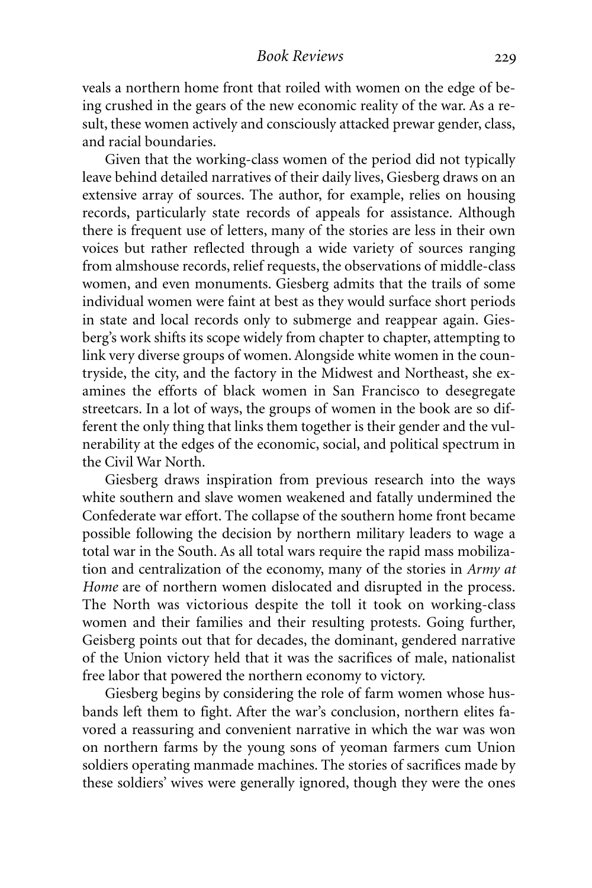veals a northern home front that roiled with women on the edge of being crushed in the gears of the new economic reality of the war. As a result, these women actively and consciously attacked prewar gender, class, and racial boundaries.

Given that the working-class women of the period did not typically leave behind detailed narratives of their daily lives, Giesberg draws on an extensive array of sources. The author, for example, relies on housing records, particularly state records of appeals for assistance. Although there is frequent use of letters, many of the stories are less in their own voices but rather reflected through a wide variety of sources ranging from almshouse records, relief requests, the observations of middle-class women, and even monuments. Giesberg admits that the trails of some individual women were faint at best as they would surface short periods in state and local records only to submerge and reappear again. Giesberg's work shifts its scope widely from chapter to chapter, attempting to link very diverse groups of women. Alongside white women in the countryside, the city, and the factory in the Midwest and Northeast, she examines the efforts of black women in San Francisco to desegregate streetcars. In a lot of ways, the groups of women in the book are so different the only thing that links them together is their gender and the vulnerability at the edges of the economic, social, and political spectrum in the Civil War North.

Giesberg draws inspiration from previous research into the ways white southern and slave women weakened and fatally undermined the Confederate war effort. The collapse of the southern home front became possible following the decision by northern military leaders to wage a total war in the South. As all total wars require the rapid mass mobilization and centralization of the economy, many of the stories in *Army at Home* are of northern women dislocated and disrupted in the process. The North was victorious despite the toll it took on working-class women and their families and their resulting protests. Going further, Geisberg points out that for decades, the dominant, gendered narrative of the Union victory held that it was the sacrifices of male, nationalist free labor that powered the northern economy to victory.

Giesberg begins by considering the role of farm women whose husbands left them to fight. After the war's conclusion, northern elites favored a reassuring and convenient narrative in which the war was won on northern farms by the young sons of yeoman farmers cum Union soldiers operating manmade machines. The stories of sacrifices made by these soldiers' wives were generally ignored, though they were the ones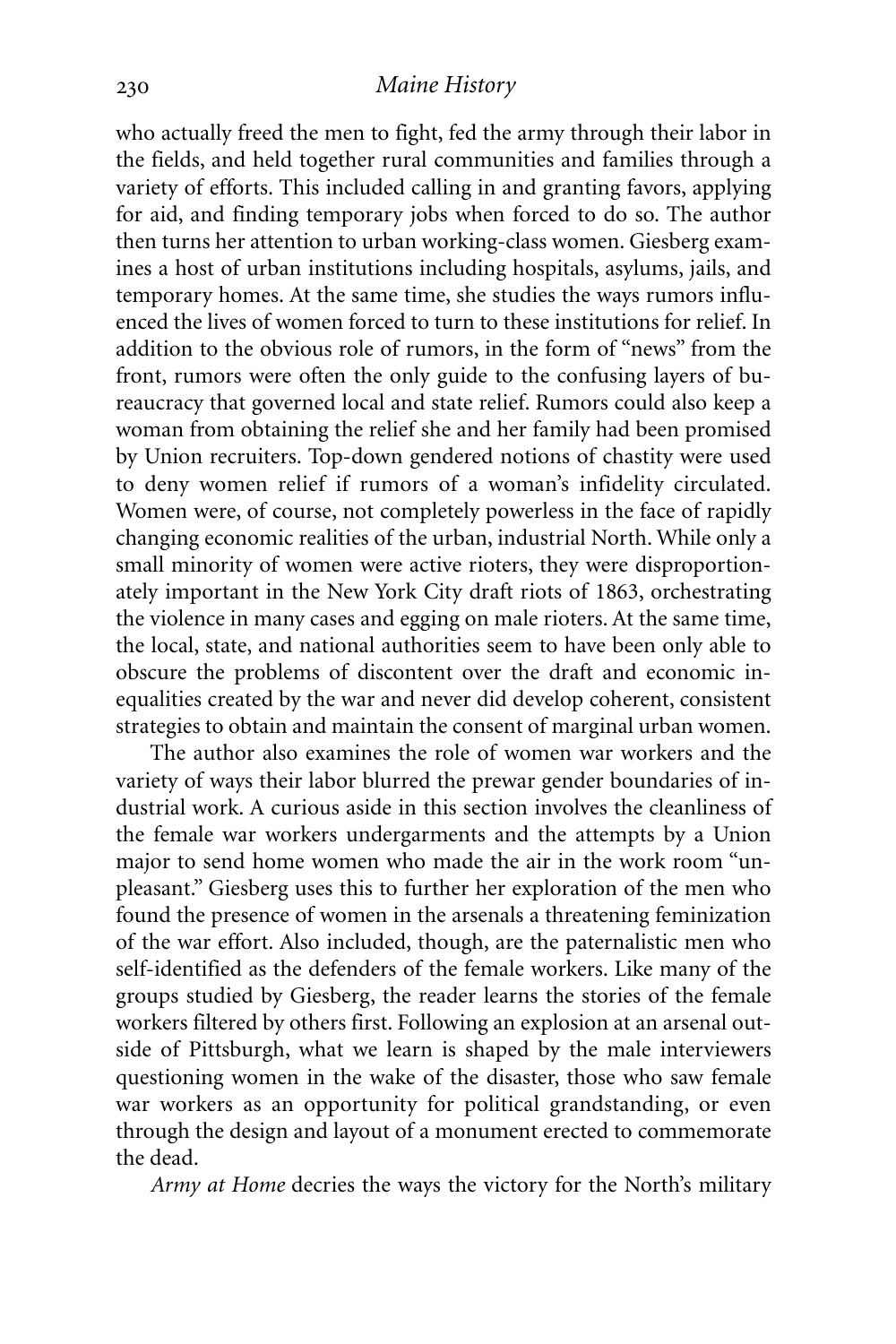who actually freed the men to fight, fed the army through their labor in the fields, and held together rural communities and families through a variety of efforts. This included calling in and granting favors, applying for aid, and finding temporary jobs when forced to do so. The author then turns her attention to urban working-class women. Giesberg examines a host of urban institutions including hospitals, asylums, jails, and temporary homes. At the same time, she studies the ways rumors influenced the lives of women forced to turn to these institutions for relief. In addition to the obvious role of rumors, in the form of "news" from the front, rumors were often the only guide to the confusing layers of bureaucracy that governed local and state relief. Rumors could also keep a woman from obtaining the relief she and her family had been promised by Union recruiters. Top-down gendered notions of chastity were used to deny women relief if rumors of a woman's infidelity circulated. Women were, of course, not completely powerless in the face of rapidly changing economic realities of the urban, industrial North. While only a small minority of women were active rioters, they were disproportionately important in the New York City draft riots of 1863, orchestrating the violence in many cases and egging on male rioters. At the same time, the local, state, and national authorities seem to have been only able to obscure the problems of discontent over the draft and economic inequalities created by the war and never did develop coherent, consistent strategies to obtain and maintain the consent of marginal urban women.

The author also examines the role of women war workers and the variety of ways their labor blurred the prewar gender boundaries of industrial work. A curious aside in this section involves the cleanliness of the female war workers undergarments and the attempts by a Union major to send home women who made the air in the work room "unpleasant." Giesberg uses this to further her exploration of the men who found the presence of women in the arsenals a threatening feminization of the war effort. Also included, though, are the paternalistic men who self-identified as the defenders of the female workers. Like many of the groups studied by Giesberg, the reader learns the stories of the female workers filtered by others first. Following an explosion at an arsenal outside of Pittsburgh, what we learn is shaped by the male interviewers questioning women in the wake of the disaster, those who saw female war workers as an opportunity for political grandstanding, or even through the design and layout of a monument erected to commemorate the dead.

*Army at Home* decries the ways the victory for the North's military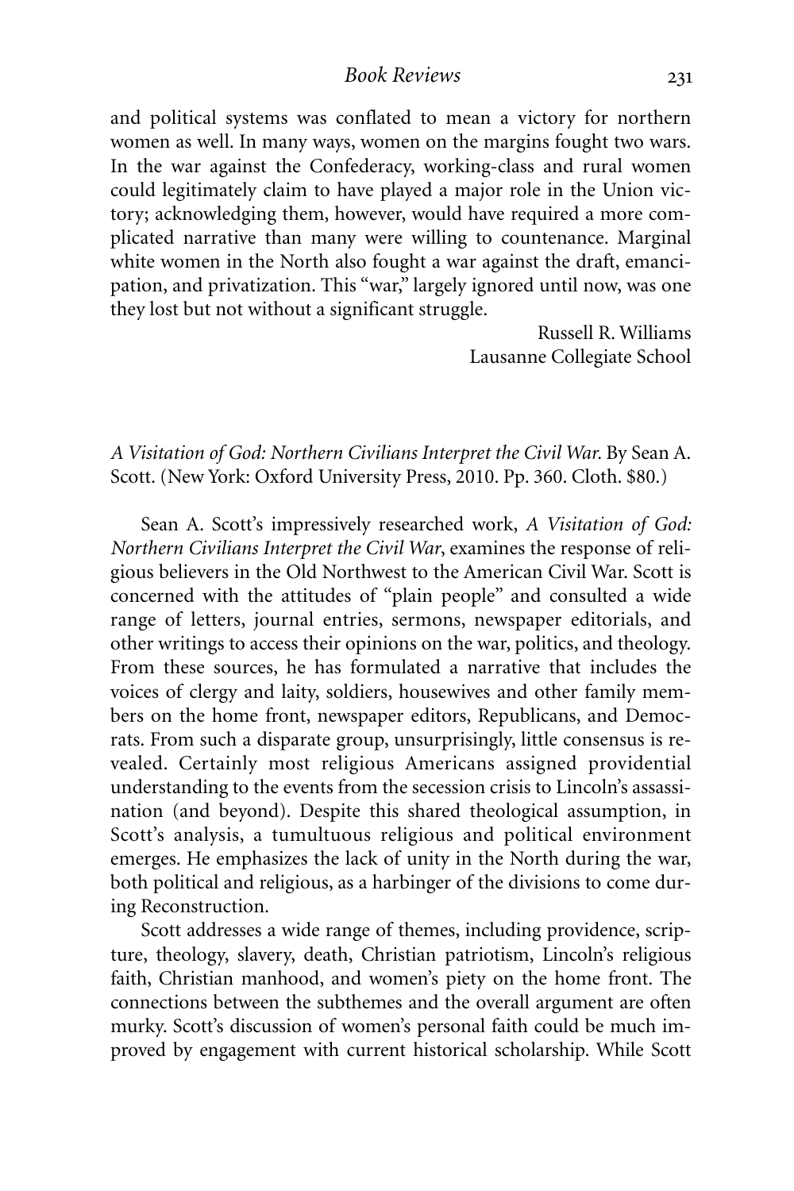and political systems was conflated to mean a victory for northern women as well. In many ways, women on the margins fought two wars. In the war against the Confederacy, working-class and rural women could legitimately claim to have played a major role in the Union victory; acknowledging them, however, would have required a more complicated narrative than many were willing to countenance. Marginal white women in the North also fought a war against the draft, emancipation, and privatization. This "war," largely ignored until now, was one they lost but not without a significant struggle.

Russell R. Williams
Lausanne Collegiate School

*A Visitation of God: Northern Civilians Interpret the Civil War.* By Sean A. Scott. (New York: Oxford University Press, 2010. Pp. 360. Cloth. $80.)

Sean A. Scott's impressively researched work, *A Visitation of God: Northern Civilians Interpret the Civil War*, examines the response of religious believers in the Old Northwest to the American Civil War. Scott is concerned with the attitudes of "plain people" and consulted a wide range of letters, journal entries, sermons, newspaper editorials, and other writings to access their opinions on the war, politics, and theology. From these sources, he has formulated a narrative that includes the voices of clergy and laity, soldiers, housewives and other family members on the home front, newspaper editors, Republicans, and Democrats. From such a disparate group, unsurprisingly, little consensus is revealed. Certainly most religious Americans assigned providential understanding to the events from the secession crisis to Lincoln's assassination (and beyond). Despite this shared theological assumption, in Scott's analysis, a tumultuous religious and political environment emerges. He emphasizes the lack of unity in the North during the war, both political and religious, as a harbinger of the divisions to come during Reconstruction.

Scott addresses a wide range of themes, including providence, scripture, theology, slavery, death, Christian patriotism, Lincoln's religious faith, Christian manhood, and women's piety on the home front. The connections between the subthemes and the overall argument are often murky. Scott's discussion of women's personal faith could be much improved by engagement with current historical scholarship. While Scott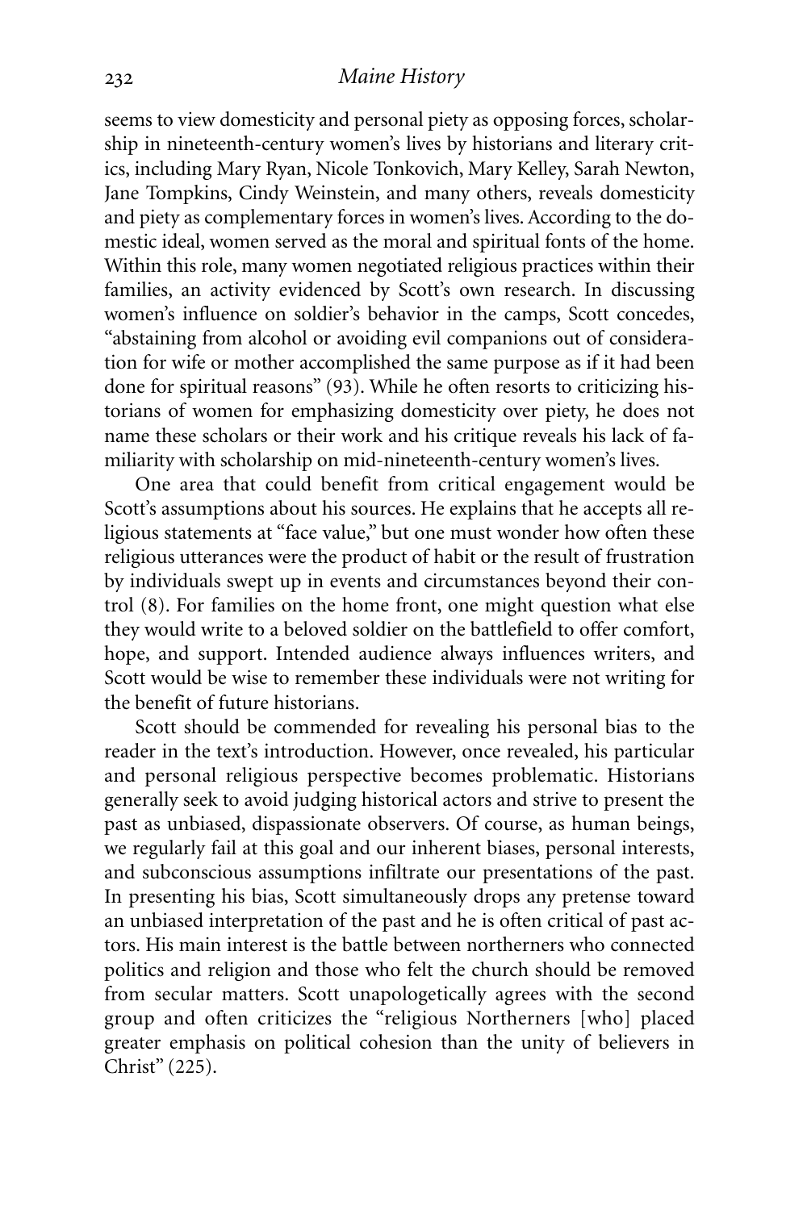seems to view domesticity and personal piety as opposing forces, scholarship in nineteenth-century women's lives by historians and literary critics, including Mary Ryan, Nicole Tonkovich, Mary Kelley, Sarah Newton, Jane Tompkins, Cindy Weinstein, and many others, reveals domesticity and piety as complementary forces in women's lives. According to the domestic ideal, women served as the moral and spiritual fonts of the home. Within this role, many women negotiated religious practices within their families, an activity evidenced by Scott's own research. In discussing women's influence on soldier's behavior in the camps, Scott concedes, "abstaining from alcohol or avoiding evil companions out of consideration for wife or mother accomplished the same purpose as if it had been done for spiritual reasons" (93). While he often resorts to criticizing historians of women for emphasizing domesticity over piety, he does not name these scholars or their work and his critique reveals his lack of familiarity with scholarship on mid-nineteenth-century women's lives.

One area that could benefit from critical engagement would be Scott's assumptions about his sources. He explains that he accepts all religious statements at "face value," but one must wonder how often these religious utterances were the product of habit or the result of frustration by individuals swept up in events and circumstances beyond their control (8). For families on the home front, one might question what else they would write to a beloved soldier on the battlefield to offer comfort, hope, and support. Intended audience always influences writers, and Scott would be wise to remember these individuals were not writing for the benefit of future historians.

Scott should be commended for revealing his personal bias to the reader in the text's introduction. However, once revealed, his particular and personal religious perspective becomes problematic. Historians generally seek to avoid judging historical actors and strive to present the past as unbiased, dispassionate observers. Of course, as human beings, we regularly fail at this goal and our inherent biases, personal interests, and subconscious assumptions infiltrate our presentations of the past. In presenting his bias, Scott simultaneously drops any pretense toward an unbiased interpretation of the past and he is often critical of past actors. His main interest is the battle between northerners who connected politics and religion and those who felt the church should be removed from secular matters. Scott unapologetically agrees with the second group and often criticizes the "religious Northerners [who] placed greater emphasis on political cohesion than the unity of believers in Christ" (225).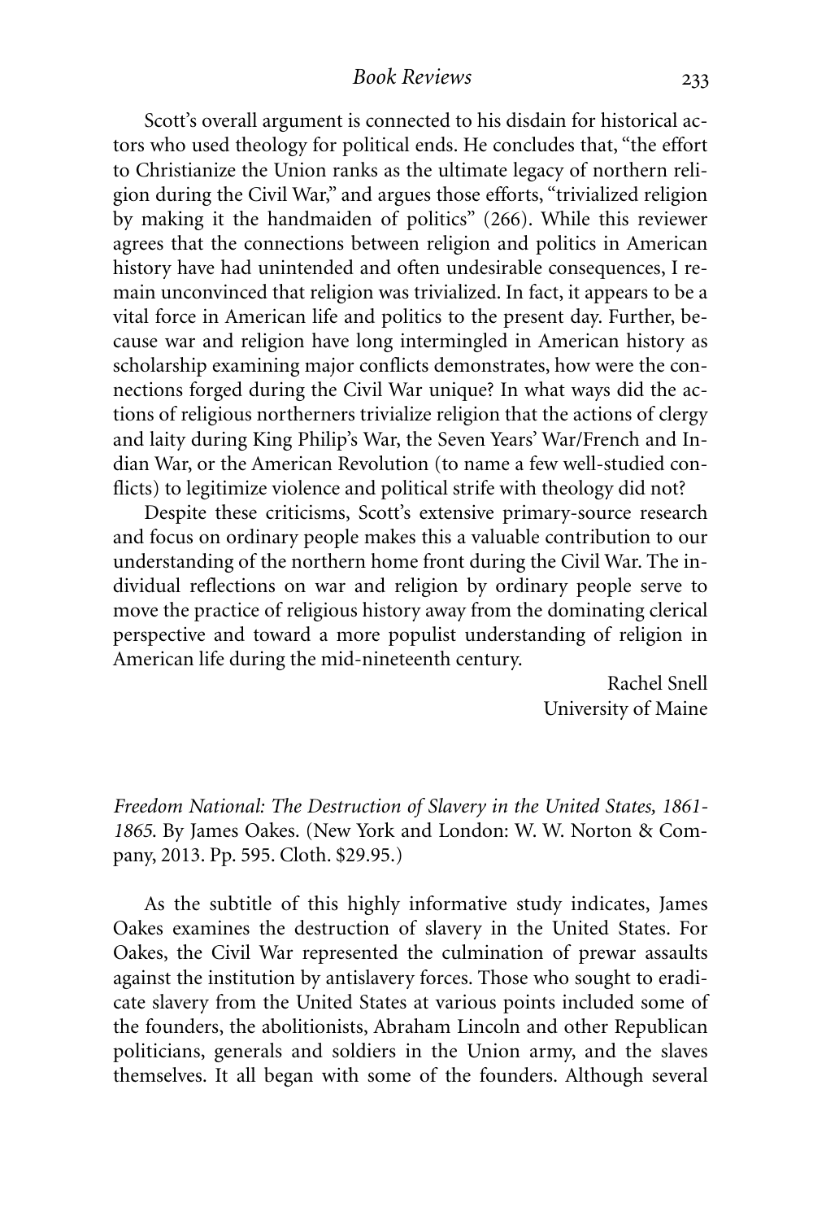Scott's overall argument is connected to his disdain for historical actors who used theology for political ends. He concludes that, "the effort to Christianize the Union ranks as the ultimate legacy of northern religion during the Civil War," and argues those efforts, "trivialized religion by making it the handmaiden of politics" (266). While this reviewer agrees that the connections between religion and politics in American history have had unintended and often undesirable consequences, I remain unconvinced that religion was trivialized. In fact, it appears to be a vital force in American life and politics to the present day. Further, because war and religion have long intermingled in American history as scholarship examining major conflicts demonstrates, how were the connections forged during the Civil War unique? In what ways did the actions of religious northerners trivialize religion that the actions of clergy and laity during King Philip's War, the Seven Years' War/French and Indian War, or the American Revolution (to name a few well-studied conflicts) to legitimize violence and political strife with theology did not?

Despite these criticisms, Scott's extensive primary-source research and focus on ordinary people makes this a valuable contribution to our understanding of the northern home front during the Civil War. The individual reflections on war and religion by ordinary people serve to move the practice of religious history away from the dominating clerical perspective and toward a more populist understanding of religion in American life during the mid-nineteenth century.

Rachel Snell
University of Maine

*Freedom National: The Destruction of Slavery in the United States, 1861-1865.* By James Oakes. (New York and London: W. W. Norton & Company, 2013. Pp. 595. Cloth. $29.95.)

As the subtitle of this highly informative study indicates, James Oakes examines the destruction of slavery in the United States. For Oakes, the Civil War represented the culmination of prewar assaults against the institution by antislavery forces. Those who sought to eradicate slavery from the United States at various points included some of the founders, the abolitionists, Abraham Lincoln and other Republican politicians, generals and soldiers in the Union army, and the slaves themselves. It all began with some of the founders. Although several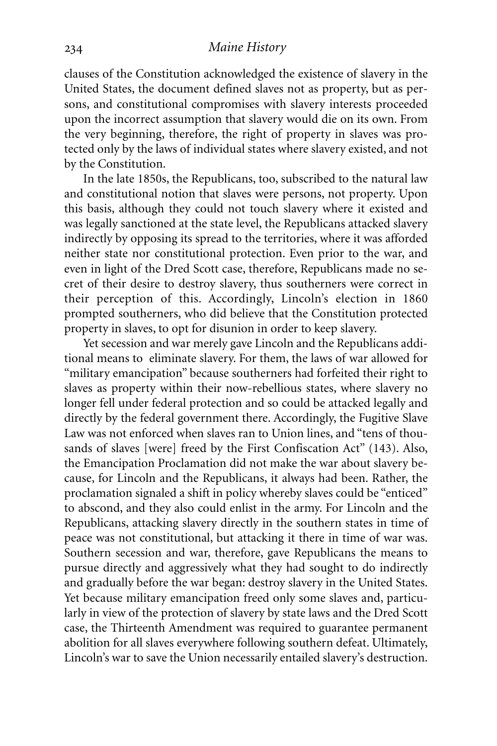clauses of the Constitution acknowledged the existence of slavery in the United States, the document defined slaves not as property, but as persons, and constitutional compromises with slavery interests proceeded upon the incorrect assumption that slavery would die on its own. From the very beginning, therefore, the right of property in slaves was protected only by the laws of individual states where slavery existed, and not by the Constitution.

In the late 1850s, the Republicans, too, subscribed to the natural law and constitutional notion that slaves were persons, not property. Upon this basis, although they could not touch slavery where it existed and was legally sanctioned at the state level, the Republicans attacked slavery indirectly by opposing its spread to the territories, where it was afforded neither state nor constitutional protection. Even prior to the war, and even in light of the Dred Scott case, therefore, Republicans made no secret of their desire to destroy slavery, thus southerners were correct in their perception of this. Accordingly, Lincoln's election in 1860 prompted southerners, who did believe that the Constitution protected property in slaves, to opt for disunion in order to keep slavery.

Yet secession and war merely gave Lincoln and the Republicans additional means to eliminate slavery. For them, the laws of war allowed for "military emancipation" because southerners had forfeited their right to slaves as property within their now-rebellious states, where slavery no longer fell under federal protection and so could be attacked legally and directly by the federal government there. Accordingly, the Fugitive Slave Law was not enforced when slaves ran to Union lines, and "tens of thousands of slaves [were] freed by the First Confiscation Act" (143). Also, the Emancipation Proclamation did not make the war about slavery because, for Lincoln and the Republicans, it always had been. Rather, the proclamation signaled a shift in policy whereby slaves could be "enticed" to abscond, and they also could enlist in the army. For Lincoln and the Republicans, attacking slavery directly in the southern states in time of peace was not constitutional, but attacking it there in time of war was. Southern secession and war, therefore, gave Republicans the means to pursue directly and aggressively what they had sought to do indirectly and gradually before the war began: destroy slavery in the United States. Yet because military emancipation freed only some slaves and, particularly in view of the protection of slavery by state laws and the Dred Scott case, the Thirteenth Amendment was required to guarantee permanent abolition for all slaves everywhere following southern defeat. Ultimately, Lincoln's war to save the Union necessarily entailed slavery's destruction.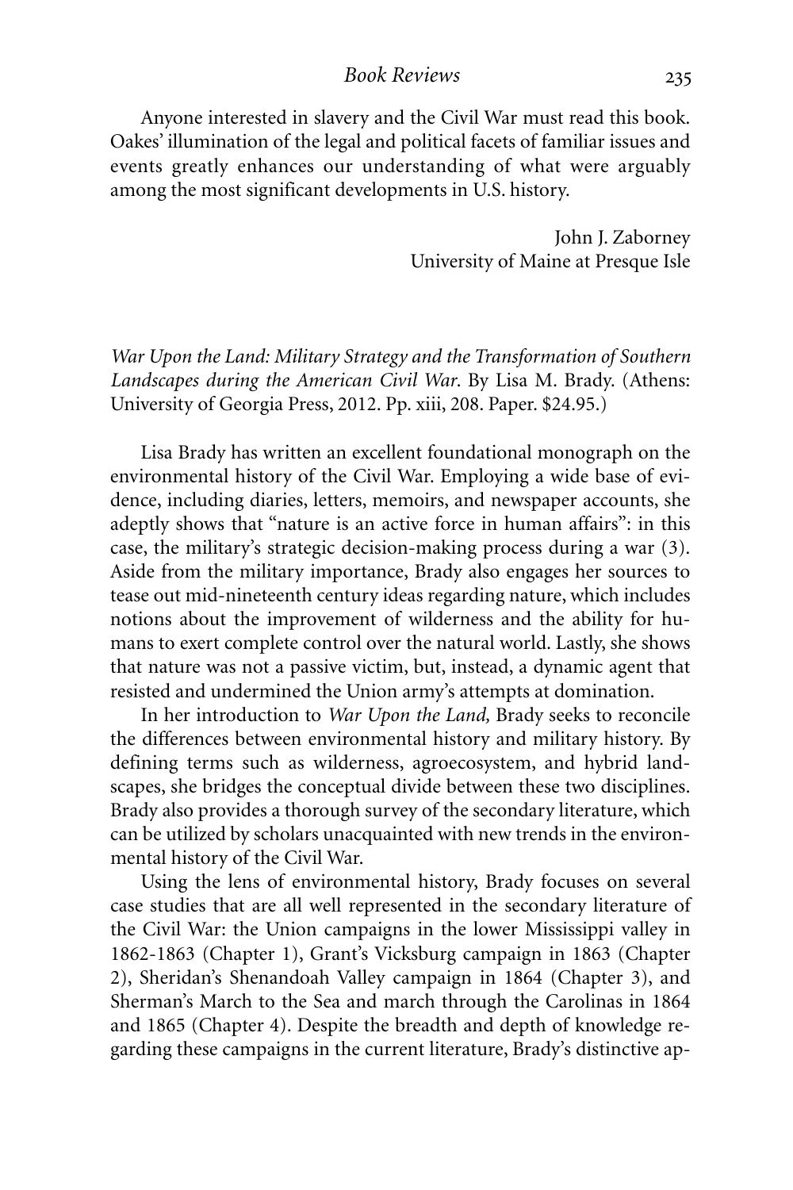Anyone interested in slavery and the Civil War must read this book. Oakes' illumination of the legal and political facets of familiar issues and events greatly enhances our understanding of what were arguably among the most significant developments in U.S. history.

John J. Zaborney
University of Maine at Presque Isle

*War Upon the Land: Military Strategy and the Transformation of Southern Landscapes during the American Civil War*. By Lisa M. Brady. (Athens: University of Georgia Press, 2012. Pp. xiii, 208. Paper. $24.95.)

Lisa Brady has written an excellent foundational monograph on the environmental history of the Civil War. Employing a wide base of evidence, including diaries, letters, memoirs, and newspaper accounts, she adeptly shows that "nature is an active force in human affairs": in this case, the military's strategic decision-making process during a war (3). Aside from the military importance, Brady also engages her sources to tease out mid-nineteenth century ideas regarding nature, which includes notions about the improvement of wilderness and the ability for humans to exert complete control over the natural world. Lastly, she shows that nature was not a passive victim, but, instead, a dynamic agent that resisted and undermined the Union army's attempts at domination.

In her introduction to *War Upon the Land,* Brady seeks to reconcile the differences between environmental history and military history. By defining terms such as wilderness, agroecosystem, and hybrid landscapes, she bridges the conceptual divide between these two disciplines. Brady also provides a thorough survey of the secondary literature, which can be utilized by scholars unacquainted with new trends in the environmental history of the Civil War.

Using the lens of environmental history, Brady focuses on several case studies that are all well represented in the secondary literature of the Civil War: the Union campaigns in the lower Mississippi valley in 1862-1863 (Chapter 1), Grant's Vicksburg campaign in 1863 (Chapter 2), Sheridan's Shenandoah Valley campaign in 1864 (Chapter 3), and Sherman's March to the Sea and march through the Carolinas in 1864 and 1865 (Chapter 4). Despite the breadth and depth of knowledge regarding these campaigns in the current literature, Brady's distinctive ap-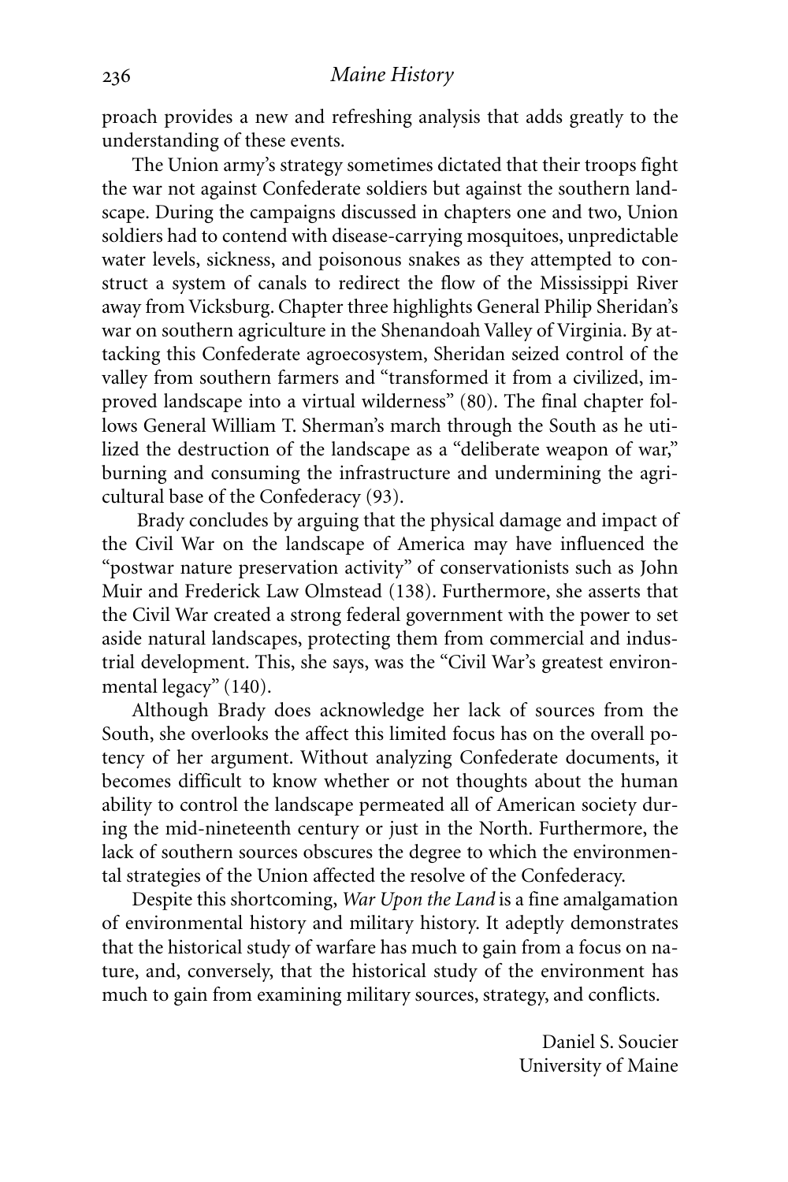proach provides a new and refreshing analysis that adds greatly to the understanding of these events.

The Union army's strategy sometimes dictated that their troops fight the war not against Confederate soldiers but against the southern landscape. During the campaigns discussed in chapters one and two, Union soldiers had to contend with disease-carrying mosquitoes, unpredictable water levels, sickness, and poisonous snakes as they attempted to construct a system of canals to redirect the flow of the Mississippi River away from Vicksburg. Chapter three highlights General Philip Sheridan's war on southern agriculture in the Shenandoah Valley of Virginia. By attacking this Confederate agroecosystem, Sheridan seized control of the valley from southern farmers and "transformed it from a civilized, improved landscape into a virtual wilderness" (80). The final chapter follows General William T. Sherman's march through the South as he utilized the destruction of the landscape as a "deliberate weapon of war," burning and consuming the infrastructure and undermining the agricultural base of the Confederacy (93).

Brady concludes by arguing that the physical damage and impact of the Civil War on the landscape of America may have influenced the "postwar nature preservation activity" of conservationists such as John Muir and Frederick Law Olmstead (138). Furthermore, she asserts that the Civil War created a strong federal government with the power to set aside natural landscapes, protecting them from commercial and industrial development. This, she says, was the "Civil War's greatest environmental legacy" (140).

Although Brady does acknowledge her lack of sources from the South, she overlooks the affect this limited focus has on the overall potency of her argument. Without analyzing Confederate documents, it becomes difficult to know whether or not thoughts about the human ability to control the landscape permeated all of American society during the mid-nineteenth century or just in the North. Furthermore, the lack of southern sources obscures the degree to which the environmental strategies of the Union affected the resolve of the Confederacy.

Despite this shortcoming, *War Upon the Land* is a fine amalgamation of environmental history and military history. It adeptly demonstrates that the historical study of warfare has much to gain from a focus on nature, and, conversely, that the historical study of the environment has much to gain from examining military sources, strategy, and conflicts.

Daniel S. Soucier
University of Maine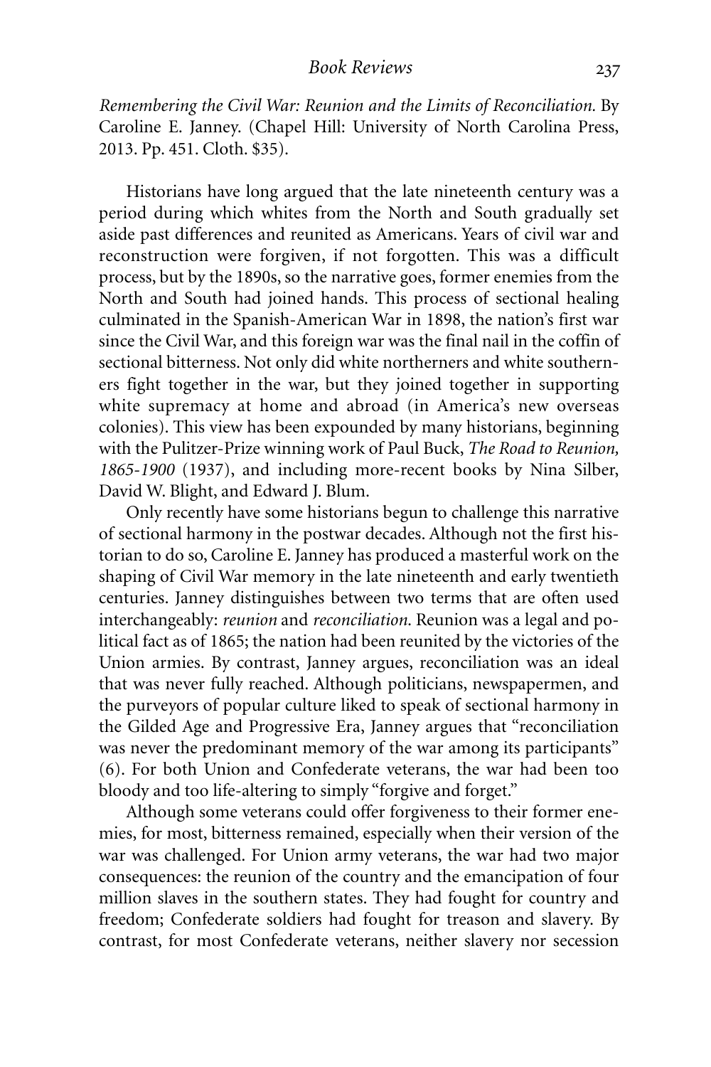*Remembering the Civil War: Reunion and the Limits of Reconciliation.* By Caroline E. Janney. (Chapel Hill: University of North Carolina Press, 2013. Pp. 451. Cloth. $35).

Historians have long argued that the late nineteenth century was a period during which whites from the North and South gradually set aside past differences and reunited as Americans. Years of civil war and reconstruction were forgiven, if not forgotten. This was a difficult process, but by the 1890s, so the narrative goes, former enemies from the North and South had joined hands. This process of sectional healing culminated in the Spanish-American War in 1898, the nation's first war since the Civil War, and this foreign war was the final nail in the coffin of sectional bitterness. Not only did white northerners and white southerners fight together in the war, but they joined together in supporting white supremacy at home and abroad (in America's new overseas colonies). This view has been expounded by many historians, beginning with the Pulitzer-Prize winning work of Paul Buck, *The Road to Reunion, 1865-1900* (1937), and including more-recent books by Nina Silber, David W. Blight, and Edward J. Blum.

Only recently have some historians begun to challenge this narrative of sectional harmony in the postwar decades. Although not the first historian to do so, Caroline E. Janney has produced a masterful work on the shaping of Civil War memory in the late nineteenth and early twentieth centuries. Janney distinguishes between two terms that are often used interchangeably: *reunion* and *reconciliation*. Reunion was a legal and political fact as of 1865; the nation had been reunited by the victories of the Union armies. By contrast, Janney argues, reconciliation was an ideal that was never fully reached. Although politicians, newspapermen, and the purveyors of popular culture liked to speak of sectional harmony in the Gilded Age and Progressive Era, Janney argues that "reconciliation was never the predominant memory of the war among its participants" (6). For both Union and Confederate veterans, the war had been too bloody and too life-altering to simply "forgive and forget."

Although some veterans could offer forgiveness to their former enemies, for most, bitterness remained, especially when their version of the war was challenged. For Union army veterans, the war had two major consequences: the reunion of the country and the emancipation of four million slaves in the southern states. They had fought for country and freedom; Confederate soldiers had fought for treason and slavery. By contrast, for most Confederate veterans, neither slavery nor secession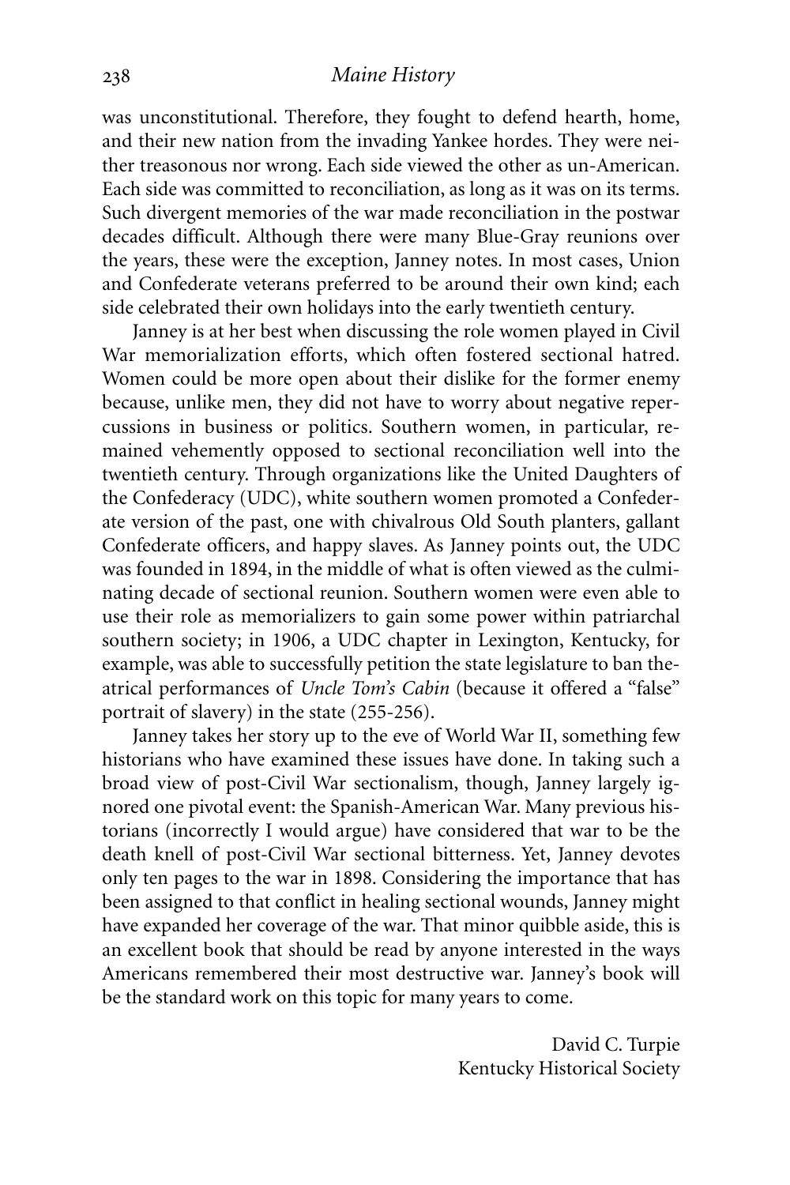was unconstitutional. Therefore, they fought to defend hearth, home, and their new nation from the invading Yankee hordes. They were neither treasonous nor wrong. Each side viewed the other as un-American. Each side was committed to reconciliation, as long as it was on its terms. Such divergent memories of the war made reconciliation in the postwar decades difficult. Although there were many Blue-Gray reunions over the years, these were the exception, Janney notes. In most cases, Union and Confederate veterans preferred to be around their own kind; each side celebrated their own holidays into the early twentieth century.

Janney is at her best when discussing the role women played in Civil War memorialization efforts, which often fostered sectional hatred. Women could be more open about their dislike for the former enemy because, unlike men, they did not have to worry about negative repercussions in business or politics. Southern women, in particular, remained vehemently opposed to sectional reconciliation well into the twentieth century. Through organizations like the United Daughters of the Confederacy (UDC), white southern women promoted a Confederate version of the past, one with chivalrous Old South planters, gallant Confederate officers, and happy slaves. As Janney points out, the UDC was founded in 1894, in the middle of what is often viewed as the culminating decade of sectional reunion. Southern women were even able to use their role as memorializers to gain some power within patriarchal southern society; in 1906, a UDC chapter in Lexington, Kentucky, for example, was able to successfully petition the state legislature to ban theatrical performances of *Uncle Tom's Cabin* (because it offered a "false" portrait of slavery) in the state (255-256).

Janney takes her story up to the eve of World War II, something few historians who have examined these issues have done. In taking such a broad view of post-Civil War sectionalism, though, Janney largely ignored one pivotal event: the Spanish-American War. Many previous historians (incorrectly I would argue) have considered that war to be the death knell of post-Civil War sectional bitterness. Yet, Janney devotes only ten pages to the war in 1898. Considering the importance that has been assigned to that conflict in healing sectional wounds, Janney might have expanded her coverage of the war. That minor quibble aside, this is an excellent book that should be read by anyone interested in the ways Americans remembered their most destructive war. Janney's book will be the standard work on this topic for many years to come.

David C. Turpie
Kentucky Historical Society